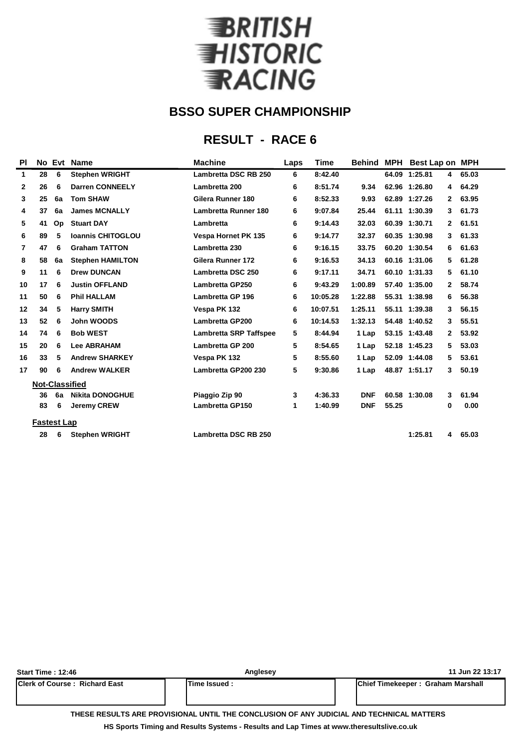# BRITISH HISTORIC RACING

## BSSO SUPER CHAMPIONSHIP

## RESULT - RACE 6

| Pl | No | Evt | Name | Machine | Laps | Time | Behind | MPH | Best Lap | on | MPH |
|---|---|---|---|---|---|---|---|---|---|---|---|
| 1 | 28 | 6 | Stephen WRIGHT | Lambretta DSC RB 250 | 6 | 8:42.40 | | 64.09 | 1:25.81 | 4 | 65.03 |
| 2 | 26 | 6 | Darren CONNEELY | Lambretta 200 | 6 | 8:51.74 | 9.34 | 62.96 | 1:26.80 | 4 | 64.29 |
| 3 | 25 | 6a | Tom SHAW | Gilera Runner 180 | 6 | 8:52.33 | 9.93 | 62.89 | 1:27.26 | 2 | 63.95 |
| 4 | 37 | 6a | James MCNALLY | Lambretta Runner 180 | 6 | 9:07.84 | 25.44 | 61.11 | 1:30.39 | 3 | 61.73 |
| 5 | 41 | Op | Stuart DAY | Lambretta | 6 | 9:14.43 | 32.03 | 60.39 | 1:30.71 | 2 | 61.51 |
| 6 | 89 | 5 | Ioannis CHITOGLOU | Vespa Hornet PK 135 | 6 | 9:14.77 | 32.37 | 60.35 | 1:30.98 | 3 | 61.33 |
| 7 | 47 | 6 | Graham TATTON | Lambretta 230 | 6 | 9:16.15 | 33.75 | 60.20 | 1:30.54 | 6 | 61.63 |
| 8 | 58 | 6a | Stephen HAMILTON | Gilera Runner 172 | 6 | 9:16.53 | 34.13 | 60.16 | 1:31.06 | 5 | 61.28 |
| 9 | 11 | 6 | Drew DUNCAN | Lambretta DSC 250 | 6 | 9:17.11 | 34.71 | 60.10 | 1:31.33 | 5 | 61.10 |
| 10 | 17 | 6 | Justin OFFLAND | Lambretta GP250 | 6 | 9:43.29 | 1:00.89 | 57.40 | 1:35.00 | 2 | 58.74 |
| 11 | 50 | 6 | Phil HALLAM | Lambretta GP 196 | 6 | 10:05.28 | 1:22.88 | 55.31 | 1:38.98 | 6 | 56.38 |
| 12 | 34 | 5 | Harry SMITH | Vespa PK 132 | 6 | 10:07.51 | 1:25.11 | 55.11 | 1:39.38 | 3 | 56.15 |
| 13 | 52 | 6 | John WOODS | Lambretta GP200 | 6 | 10:14.53 | 1:32.13 | 54.48 | 1:40.52 | 3 | 55.51 |
| 14 | 74 | 6 | Bob WEST | Lambretta SRP Taffspee | 5 | 8:44.94 | 1 Lap | 53.15 | 1:43.48 | 2 | 53.92 |
| 15 | 20 | 6 | Lee ABRAHAM | Lambretta GP 200 | 5 | 8:54.65 | 1 Lap | 52.18 | 1:45.23 | 5 | 53.03 |
| 16 | 33 | 5 | Andrew SHARKEY | Vespa PK 132 | 5 | 8:55.60 | 1 Lap | 52.09 | 1:44.08 | 5 | 53.61 |
| 17 | 90 | 6 | Andrew WALKER | Lambretta GP200 230 | 5 | 9:30.86 | 1 Lap | 48.87 | 1:51.17 | 3 | 50.19 |
| | **Not-Classified** | | | | | | | | | | |
| | 36 | 6a | Nikita DONOGHUE | Piaggio Zip 90 | 3 | 4:36.33 | DNF | 60.58 | 1:30.08 | 3 | 61.94 |
| | 83 | 6 | Jeremy CREW | Lambretta GP150 | 1 | 1:40.99 | DNF | 55.25 | | 0 | 0.00 |
| | **Fastest Lap** | | | | | | | | | | |
| | 28 | 6 | Stephen WRIGHT | Lambretta DSC RB 250 | | | | | 1:25.81 | 4 | 65.03 |

Start Time : 12:46 | Anglesey | 11 Jun 22 13:17

| Clerk of Course : Richard East | Time Issued : | Chief Timekeeper : Graham Marshall |
|---|---|---|

THESE RESULTS ARE PROVISIONAL UNTIL THE CONCLUSION OF ANY JUDICIAL AND TECHNICAL MATTERS

HS Sports Timing and Results Systems - Results and Lap Times at www.theresultslive.co.uk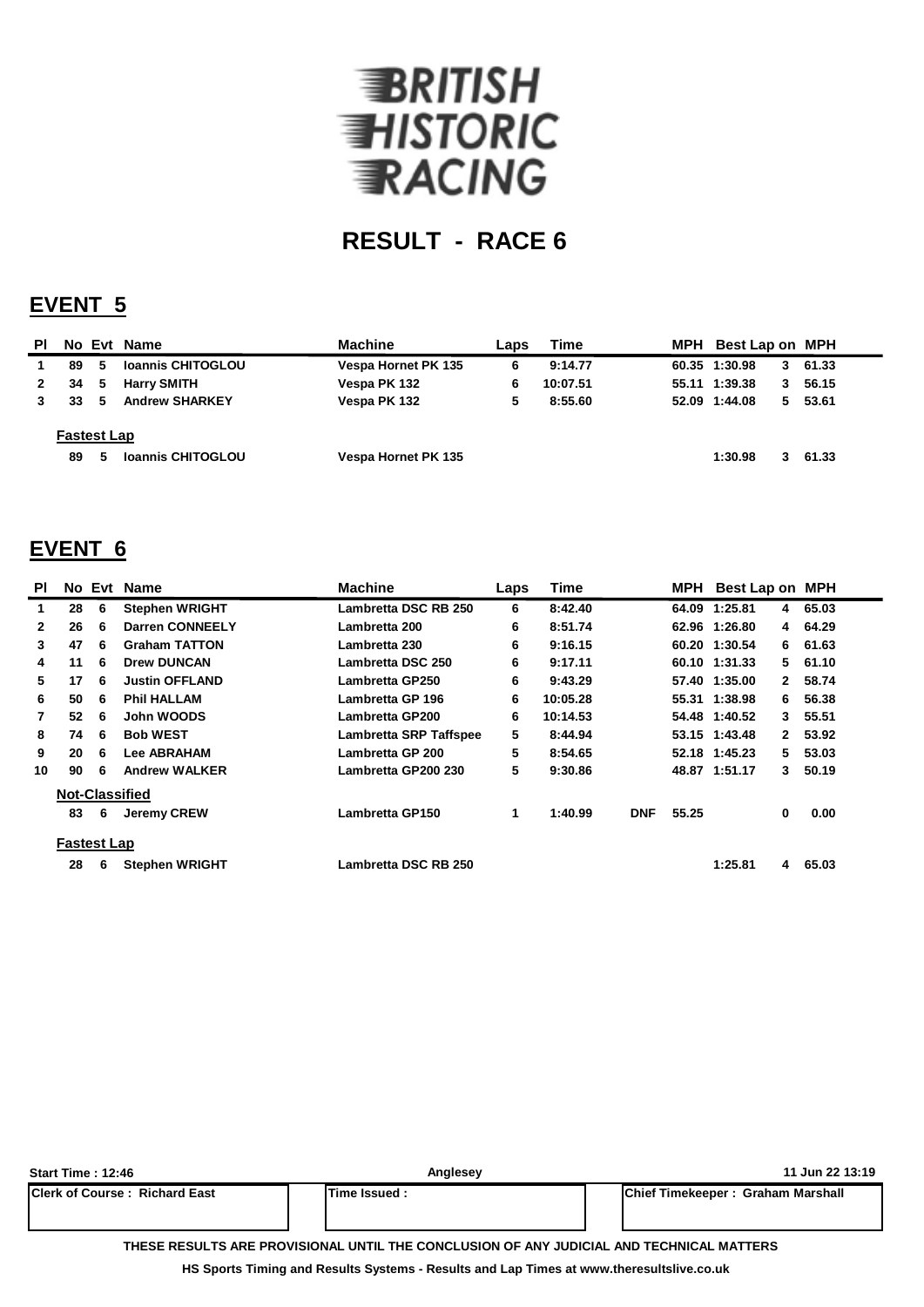# BRITISH HISTORIC RACING

## RESULT - RACE 6

## EVENT 5

| Pl | No | Evt | Name | Machine | Laps | Time | | MPH | Best Lap | on | MPH |
|---|---|---|---|---|---|---|---|---|---|---|---|
| 1 | 89 | 5 | Ioannis CHITOGLOU | Vespa Hornet PK 135 | 6 | 9:14.77 | | 60.35 | 1:30.98 | 3 | 61.33 |
| 2 | 34 | 5 | Harry SMITH | Vespa PK 132 | 6 | 10:07.51 | | 55.11 | 1:39.38 | 3 | 56.15 |
| 3 | 33 | 5 | Andrew SHARKEY | Vespa PK 132 | 5 | 8:55.60 | | 52.09 | 1:44.08 | 5 | 53.61 |
| | **Fastest Lap** | | | | | | | | | | |
| | 89 | 5 | Ioannis CHITOGLOU | Vespa Hornet PK 135 | | | | | 1:30.98 | 3 | 61.33 |

## EVENT 6

| Pl | No | Evt | Name | Machine | Laps | Time | | MPH | Best Lap | on | MPH |
|---|---|---|---|---|---|---|---|---|---|---|---|
| 1 | 28 | 6 | Stephen WRIGHT | Lambretta DSC RB 250 | 6 | 8:42.40 | | 64.09 | 1:25.81 | 4 | 65.03 |
| 2 | 26 | 6 | Darren CONNEELY | Lambretta 200 | 6 | 8:51.74 | | 62.96 | 1:26.80 | 4 | 64.29 |
| 3 | 47 | 6 | Graham TATTON | Lambretta 230 | 6 | 9:16.15 | | 60.20 | 1:30.54 | 6 | 61.63 |
| 4 | 11 | 6 | Drew DUNCAN | Lambretta DSC 250 | 6 | 9:17.11 | | 60.10 | 1:31.33 | 5 | 61.10 |
| 5 | 17 | 6 | Justin OFFLAND | Lambretta GP250 | 6 | 9:43.29 | | 57.40 | 1:35.00 | 2 | 58.74 |
| 6 | 50 | 6 | Phil HALLAM | Lambretta GP 196 | 6 | 10:05.28 | | 55.31 | 1:38.98 | 6 | 56.38 |
| 7 | 52 | 6 | John WOODS | Lambretta GP200 | 6 | 10:14.53 | | 54.48 | 1:40.52 | 3 | 55.51 |
| 8 | 74 | 6 | Bob WEST | Lambretta SRP Taffspee | 5 | 8:44.94 | | 53.15 | 1:43.48 | 2 | 53.92 |
| 9 | 20 | 6 | Lee ABRAHAM | Lambretta GP 200 | 5 | 8:54.65 | | 52.18 | 1:45.23 | 5 | 53.03 |
| 10 | 90 | 6 | Andrew WALKER | Lambretta GP200 230 | 5 | 9:30.86 | | 48.87 | 1:51.17 | 3 | 50.19 |
| | **Not-Classified** | | | | | | | | | | |
| | 83 | 6 | Jeremy CREW | Lambretta GP150 | 1 | 1:40.99 | DNF | 55.25 | | 0 | 0.00 |
| | **Fastest Lap** | | | | | | | | | | |
| | 28 | 6 | Stephen WRIGHT | Lambretta DSC RB 250 | | | | | 1:25.81 | 4 | 65.03 |

Start Time : 12:46 | Anglesey | 11 Jun 22 13:19

| Clerk of Course : Richard East | Time Issued : | Chief Timekeeper : Graham Marshall |
|---|---|---|

THESE RESULTS ARE PROVISIONAL UNTIL THE CONCLUSION OF ANY JUDICIAL AND TECHNICAL MATTERS

HS Sports Timing and Results Systems - Results and Lap Times at www.theresultslive.co.uk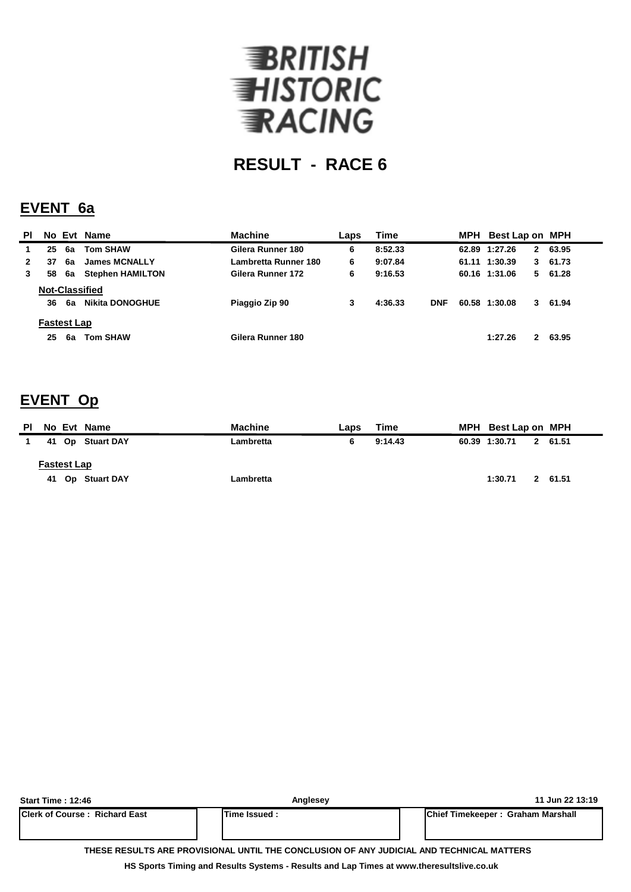BRITISH HISTORIC RACING

# RESULT - RACE 6

## EVENT 6a

| Pl | No | Evt | Name | Machine | Laps | Time | | MPH | Best Lap | on | MPH |
|---|---|---|---|---|---|---|---|---|---|---|---|
| 1 | 25 | 6a | Tom SHAW | Gilera Runner 180 | 6 | 8:52.33 | | 62.89 | 1:27.26 | 2 | 63.95 |
| 2 | 37 | 6a | James MCNALLY | Lambretta Runner 180 | 6 | 9:07.84 | | 61.11 | 1:30.39 | 3 | 61.73 |
| 3 | 58 | 6a | Stephen HAMILTON | Gilera Runner 172 | 6 | 9:16.53 | | 60.16 | 1:31.06 | 5 | 61.28 |
| **Not-Classified** | | | | | | | | | | | |
| | 36 | 6a | Nikita DONOGHUE | Piaggio Zip 90 | 3 | 4:36.33 | DNF | 60.58 | 1:30.08 | 3 | 61.94 |
| **Fastest Lap** | | | | | | | | | | | |
| | 25 | 6a | Tom SHAW | Gilera Runner 180 | | | | | 1:27.26 | 2 | 63.95 |

## EVENT Op

| Pl | No | Evt | Name | Machine | Laps | Time | MPH | Best Lap | on | MPH |
|---|---|---|---|---|---|---|---|---|---|---|
| 1 | 41 | Op | Stuart DAY | Lambretta | 6 | 9:14.43 | 60.39 | 1:30.71 | 2 | 61.51 |
| **Fastest Lap** | | | | | | | | | | |
| | 41 | Op | Stuart DAY | Lambretta | | | | 1:30.71 | 2 | 61.51 |

Start Time : 12:46 | Anglesey | 11 Jun 22 13:19

| Clerk of Course : Richard East | Time Issued : | Chief Timekeeper : Graham Marshall |
|---|---|---|

THESE RESULTS ARE PROVISIONAL UNTIL THE CONCLUSION OF ANY JUDICIAL AND TECHNICAL MATTERS

HS Sports Timing and Results Systems - Results and Lap Times at www.theresultslive.co.uk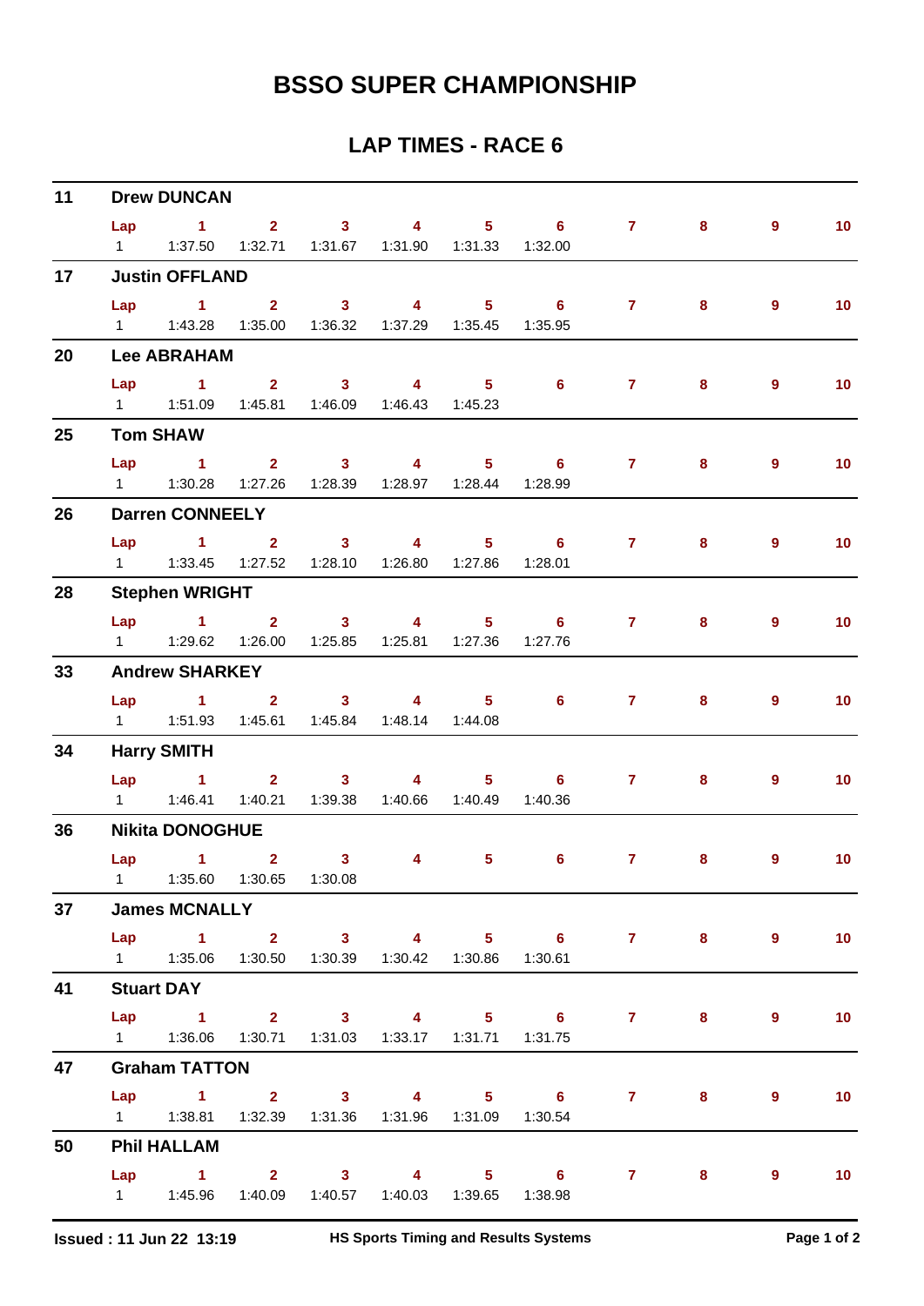# BSSO SUPER CHAMPIONSHIP

## LAP TIMES - RACE 6

**11 Drew DUNCAN**

| Lap | 1 | 2 | 3 | 4 | 5 | 6 | 7 | 8 | 9 | 10 |
|---|---|---|---|---|---|---|---|---|---|---|
| 1 | 1:37.50 | 1:32.71 | 1:31.67 | 1:31.90 | 1:31.33 | 1:32.00 | | | | |

**17 Justin OFFLAND**

| Lap | 1 | 2 | 3 | 4 | 5 | 6 | 7 | 8 | 9 | 10 |
|---|---|---|---|---|---|---|---|---|---|---|
| 1 | 1:43.28 | 1:35.00 | 1:36.32 | 1:37.29 | 1:35.45 | 1:35.95 | | | | |

**20 Lee ABRAHAM**

| Lap | 1 | 2 | 3 | 4 | 5 | 6 | 7 | 8 | 9 | 10 |
|---|---|---|---|---|---|---|---|---|---|---|
| 1 | 1:51.09 | 1:45.81 | 1:46.09 | 1:46.43 | 1:45.23 | | | | | |

**25 Tom SHAW**

| Lap | 1 | 2 | 3 | 4 | 5 | 6 | 7 | 8 | 9 | 10 |
|---|---|---|---|---|---|---|---|---|---|---|
| 1 | 1:30.28 | 1:27.26 | 1:28.39 | 1:28.97 | 1:28.44 | 1:28.99 | | | | |

**26 Darren CONNEELY**

| Lap | 1 | 2 | 3 | 4 | 5 | 6 | 7 | 8 | 9 | 10 |
|---|---|---|---|---|---|---|---|---|---|---|
| 1 | 1:33.45 | 1:27.52 | 1:28.10 | 1:26.80 | 1:27.86 | 1:28.01 | | | | |

**28 Stephen WRIGHT**

| Lap | 1 | 2 | 3 | 4 | 5 | 6 | 7 | 8 | 9 | 10 |
|---|---|---|---|---|---|---|---|---|---|---|
| 1 | 1:29.62 | 1:26.00 | 1:25.85 | 1:25.81 | 1:27.36 | 1:27.76 | | | | |

**33 Andrew SHARKEY**

| Lap | 1 | 2 | 3 | 4 | 5 | 6 | 7 | 8 | 9 | 10 |
|---|---|---|---|---|---|---|---|---|---|---|
| 1 | 1:51.93 | 1:45.61 | 1:45.84 | 1:48.14 | 1:44.08 | | | | | |

**34 Harry SMITH**

| Lap | 1 | 2 | 3 | 4 | 5 | 6 | 7 | 8 | 9 | 10 |
|---|---|---|---|---|---|---|---|---|---|---|
| 1 | 1:46.41 | 1:40.21 | 1:39.38 | 1:40.66 | 1:40.49 | 1:40.36 | | | | |

**36 Nikita DONOGHUE**

| Lap | 1 | 2 | 3 | 4 | 5 | 6 | 7 | 8 | 9 | 10 |
|---|---|---|---|---|---|---|---|---|---|---|
| 1 | 1:35.60 | 1:30.65 | 1:30.08 | | | | | | | |

**37 James MCNALLY**

| Lap | 1 | 2 | 3 | 4 | 5 | 6 | 7 | 8 | 9 | 10 |
|---|---|---|---|---|---|---|---|---|---|---|
| 1 | 1:35.06 | 1:30.50 | 1:30.39 | 1:30.42 | 1:30.86 | 1:30.61 | | | | |

**41 Stuart DAY**

| Lap | 1 | 2 | 3 | 4 | 5 | 6 | 7 | 8 | 9 | 10 |
|---|---|---|---|---|---|---|---|---|---|---|
| 1 | 1:36.06 | 1:30.71 | 1:31.03 | 1:33.17 | 1:31.71 | 1:31.75 | | | | |

**47 Graham TATTON**

| Lap | 1 | 2 | 3 | 4 | 5 | 6 | 7 | 8 | 9 | 10 |
|---|---|---|---|---|---|---|---|---|---|---|
| 1 | 1:38.81 | 1:32.39 | 1:31.36 | 1:31.96 | 1:31.09 | 1:30.54 | | | | |

**50 Phil HALLAM**

| Lap | 1 | 2 | 3 | 4 | 5 | 6 | 7 | 8 | 9 | 10 |
|---|---|---|---|---|---|---|---|---|---|---|
| 1 | 1:45.96 | 1:40.09 | 1:40.57 | 1:40.03 | 1:39.65 | 1:38.98 | | | | |

**Issued : 11 Jun 22 13:19** **HS Sports Timing and Results Systems**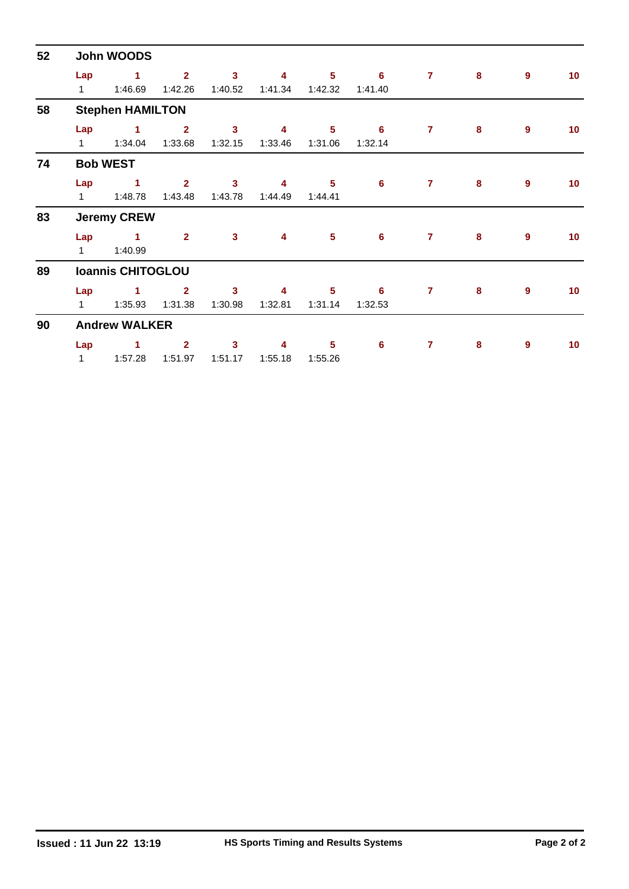## 52 John WOODS

| Lap | 1 | 2 | 3 | 4 | 5 | 6 | 7 | 8 | 9 | 10 |
|---|---|---|---|---|---|---|---|---|---|---|
| 1 | 1:46.69 | 1:42.26 | 1:40.52 | 1:41.34 | 1:42.32 | 1:41.40 | | | | |

## 58 Stephen HAMILTON

| Lap | 1 | 2 | 3 | 4 | 5 | 6 | 7 | 8 | 9 | 10 |
|---|---|---|---|---|---|---|---|---|---|---|
| 1 | 1:34.04 | 1:33.68 | 1:32.15 | 1:33.46 | 1:31.06 | 1:32.14 | | | | |

## 74 Bob WEST

| Lap | 1 | 2 | 3 | 4 | 5 | 6 | 7 | 8 | 9 | 10 |
|---|---|---|---|---|---|---|---|---|---|---|
| 1 | 1:48.78 | 1:43.48 | 1:43.78 | 1:44.49 | 1:44.41 | | | | | |

## 83 Jeremy CREW

| Lap | 1 | 2 | 3 | 4 | 5 | 6 | 7 | 8 | 9 | 10 |
|---|---|---|---|---|---|---|---|---|---|---|
| 1 | 1:40.99 | | | | | | | | | |

## 89 Ioannis CHITOGLOU

| Lap | 1 | 2 | 3 | 4 | 5 | 6 | 7 | 8 | 9 | 10 |
|---|---|---|---|---|---|---|---|---|---|---|
| 1 | 1:35.93 | 1:31.38 | 1:30.98 | 1:32.81 | 1:31.14 | 1:32.53 | | | | |

## 90 Andrew WALKER

| Lap | 1 | 2 | 3 | 4 | 5 | 6 | 7 | 8 | 9 | 10 |
|---|---|---|---|---|---|---|---|---|---|---|
| 1 | 1:57.28 | 1:51.97 | 1:51.17 | 1:55.18 | 1:55.26 | | | | | |

**Issued : 11 Jun 22 13:19** **HS Sports Timing and Results Systems**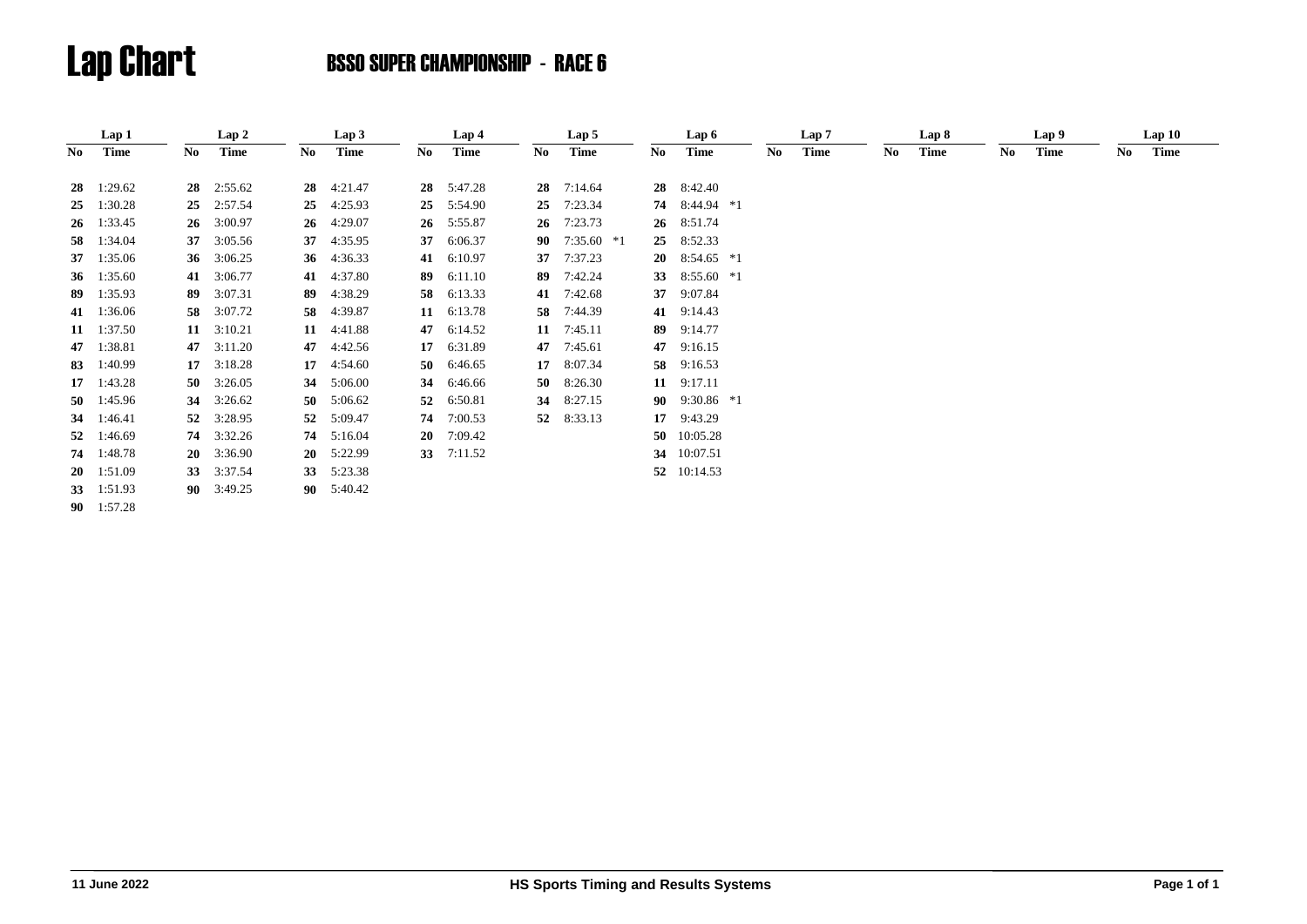# Lap Chart

## BSSO SUPER CHAMPIONSHIP - RACE 6

| Lap 1 | | Lap 2 | | Lap 3 | | Lap 4 | | Lap 5 | | Lap 6 | | Lap 7 | | Lap 8 | | Lap 9 | | Lap 10 | |
|---|---|---|---|---|---|---|---|---|---|---|---|---|---|---|---|---|---|---|---|
| No | Time | No | Time | No | Time | No | Time | No | Time | No | Time | No | Time | No | Time | No | Time | No | Time |
| **28** | 1:29.62 | **28** | 2:55.62 | **28** | 4:21.47 | **28** | 5:47.28 | **28** | 7:14.64 | **28** | 8:42.40 | | | | | | | | |
| **25** | 1:30.28 | **25** | 2:57.54 | **25** | 4:25.93 | **25** | 5:54.90 | **25** | 7:23.34 | **74** | 8:44.94 *1 | | | | | | | | |
| **26** | 1:33.45 | **26** | 3:00.97 | **26** | 4:29.07 | **26** | 5:55.87 | **26** | 7:23.73 | **26** | 8:51.74 | | | | | | | | |
| **58** | 1:34.04 | **37** | 3:05.56 | **37** | 4:35.95 | **37** | 6:06.37 | **90** | 7:35.60 *1 | **25** | 8:52.33 | | | | | | | | |
| **37** | 1:35.06 | **36** | 3:06.25 | **36** | 4:36.33 | **41** | 6:10.97 | **37** | 7:37.23 | **20** | 8:54.65 *1 | | | | | | | | |
| **36** | 1:35.60 | **41** | 3:06.77 | **41** | 4:37.80 | **89** | 6:11.10 | **89** | 7:42.24 | **33** | 8:55.60 *1 | | | | | | | | |
| **89** | 1:35.93 | **89** | 3:07.31 | **89** | 4:38.29 | **58** | 6:13.33 | **41** | 7:42.68 | **37** | 9:07.84 | | | | | | | | |
| **41** | 1:36.06 | **58** | 3:07.72 | **58** | 4:39.87 | **11** | 6:13.78 | **58** | 7:44.39 | **41** | 9:14.43 | | | | | | | | |
| **11** | 1:37.50 | **11** | 3:10.21 | **11** | 4:41.88 | **47** | 6:14.52 | **11** | 7:45.11 | **89** | 9:14.77 | | | | | | | | |
| **47** | 1:38.81 | **47** | 3:11.20 | **47** | 4:42.56 | **17** | 6:31.89 | **47** | 7:45.61 | **47** | 9:16.15 | | | | | | | | |
| **83** | 1:40.99 | **17** | 3:18.28 | **17** | 4:54.60 | **50** | 6:46.65 | **17** | 8:07.34 | **58** | 9:16.53 | | | | | | | | |
| **17** | 1:43.28 | **50** | 3:26.05 | **34** | 5:06.00 | **34** | 6:46.66 | **50** | 8:26.30 | **11** | 9:17.11 | | | | | | | | |
| **50** | 1:45.96 | **34** | 3:26.62 | **50** | 5:06.62 | **52** | 6:50.81 | **34** | 8:27.15 | **90** | 9:30.86 *1 | | | | | | | | |
| **34** | 1:46.41 | **52** | 3:28.95 | **52** | 5:09.47 | **74** | 7:00.53 | **52** | 8:33.13 | **17** | 9:43.29 | | | | | | | | |
| **52** | 1:46.69 | **74** | 3:32.26 | **74** | 5:16.04 | **20** | 7:09.42 | | | **50** | 10:05.28 | | | | | | | | |
| **74** | 1:48.78 | **20** | 3:36.90 | **20** | 5:22.99 | **33** | 7:11.52 | | | **34** | 10:07.51 | | | | | | | | |
| **20** | 1:51.09 | **33** | 3:37.54 | **33** | 5:23.38 | | | | | **52** | 10:14.53 | | | | | | | | |
| **33** | 1:51.93 | **90** | 3:49.25 | **90** | 5:40.42 | | | | | | | | | | | | | | |
| **90** | 1:57.28 | | | | | | | | | | | | | | | | | | |

11 June 2022 — HS Sports Timing and Results Systems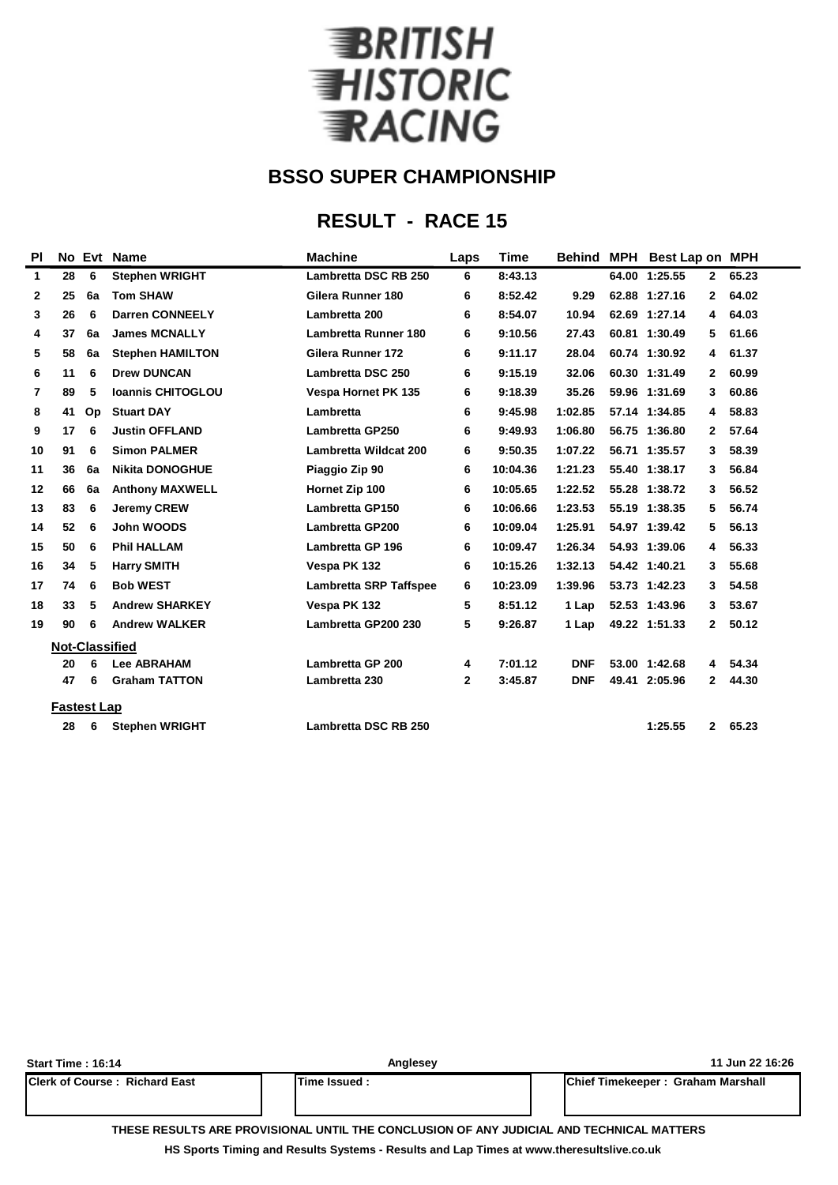# BRITISH HISTORIC RACING

## BSSO SUPER CHAMPIONSHIP

## RESULT - RACE 15

| Pl | No | Evt | Name | Machine | Laps | Time | Behind | MPH | Best Lap | on | MPH |
|---|---|---|---|---|---|---|---|---|---|---|---|
| 1 | 28 | 6 | Stephen WRIGHT | Lambretta DSC RB 250 | 6 | 8:43.13 | | 64.00 | 1:25.55 | 2 | 65.23 |
| 2 | 25 | 6a | Tom SHAW | Gilera Runner 180 | 6 | 8:52.42 | 9.29 | 62.88 | 1:27.16 | 2 | 64.02 |
| 3 | 26 | 6 | Darren CONNEELY | Lambretta 200 | 6 | 8:54.07 | 10.94 | 62.69 | 1:27.14 | 4 | 64.03 |
| 4 | 37 | 6a | James MCNALLY | Lambretta Runner 180 | 6 | 9:10.56 | 27.43 | 60.81 | 1:30.49 | 5 | 61.66 |
| 5 | 58 | 6a | Stephen HAMILTON | Gilera Runner 172 | 6 | 9:11.17 | 28.04 | 60.74 | 1:30.92 | 4 | 61.37 |
| 6 | 11 | 6 | Drew DUNCAN | Lambretta DSC 250 | 6 | 9:15.19 | 32.06 | 60.30 | 1:31.49 | 2 | 60.99 |
| 7 | 89 | 5 | Ioannis CHITOGLOU | Vespa Hornet PK 135 | 6 | 9:18.39 | 35.26 | 59.96 | 1:31.69 | 3 | 60.86 |
| 8 | 41 | Op | Stuart DAY | Lambretta | 6 | 9:45.98 | 1:02.85 | 57.14 | 1:34.85 | 4 | 58.83 |
| 9 | 17 | 6 | Justin OFFLAND | Lambretta GP250 | 6 | 9:49.93 | 1:06.80 | 56.75 | 1:36.80 | 2 | 57.64 |
| 10 | 91 | 6 | Simon PALMER | Lambretta Wildcat 200 | 6 | 9:50.35 | 1:07.22 | 56.71 | 1:35.57 | 3 | 58.39 |
| 11 | 36 | 6a | Nikita DONOGHUE | Piaggio Zip 90 | 6 | 10:04.36 | 1:21.23 | 55.40 | 1:38.17 | 3 | 56.84 |
| 12 | 66 | 6a | Anthony MAXWELL | Hornet Zip 100 | 6 | 10:05.65 | 1:22.52 | 55.28 | 1:38.72 | 3 | 56.52 |
| 13 | 83 | 6 | Jeremy CREW | Lambretta GP150 | 6 | 10:06.66 | 1:23.53 | 55.19 | 1:38.35 | 5 | 56.74 |
| 14 | 52 | 6 | John WOODS | Lambretta GP200 | 6 | 10:09.04 | 1:25.91 | 54.97 | 1:39.42 | 5 | 56.13 |
| 15 | 50 | 6 | Phil HALLAM | Lambretta GP 196 | 6 | 10:09.47 | 1:26.34 | 54.93 | 1:39.06 | 4 | 56.33 |
| 16 | 34 | 5 | Harry SMITH | Vespa PK 132 | 6 | 10:15.26 | 1:32.13 | 54.42 | 1:40.21 | 3 | 55.68 |
| 17 | 74 | 6 | Bob WEST | Lambretta SRP Taffspee | 6 | 10:23.09 | 1:39.96 | 53.73 | 1:42.23 | 3 | 54.58 |
| 18 | 33 | 5 | Andrew SHARKEY | Vespa PK 132 | 5 | 8:51.12 | 1 Lap | 52.53 | 1:43.96 | 3 | 53.67 |
| 19 | 90 | 6 | Andrew WALKER | Lambretta GP200 230 | 5 | 9:26.87 | 1 Lap | 49.22 | 1:51.33 | 2 | 50.12 |
| | **Not-Classified** | | | | | | | | | | |
| | 20 | 6 | Lee ABRAHAM | Lambretta GP 200 | 4 | 7:01.12 | DNF | 53.00 | 1:42.68 | 4 | 54.34 |
| | 47 | 6 | Graham TATTON | Lambretta 230 | 2 | 3:45.87 | DNF | 49.41 | 2:05.96 | 2 | 44.30 |
| | **Fastest Lap** | | | | | | | | | | |
| | 28 | 6 | Stephen WRIGHT | Lambretta DSC RB 250 | | | | | 1:25.55 | 2 | 65.23 |

Start Time : 16:14 | Anglesey | 11 Jun 22 16:26

| Clerk of Course : Richard East | Time Issued : | Chief Timekeeper : Graham Marshall |
|---|---|---|

THESE RESULTS ARE PROVISIONAL UNTIL THE CONCLUSION OF ANY JUDICIAL AND TECHNICAL MATTERS

HS Sports Timing and Results Systems - Results and Lap Times at www.theresultslive.co.uk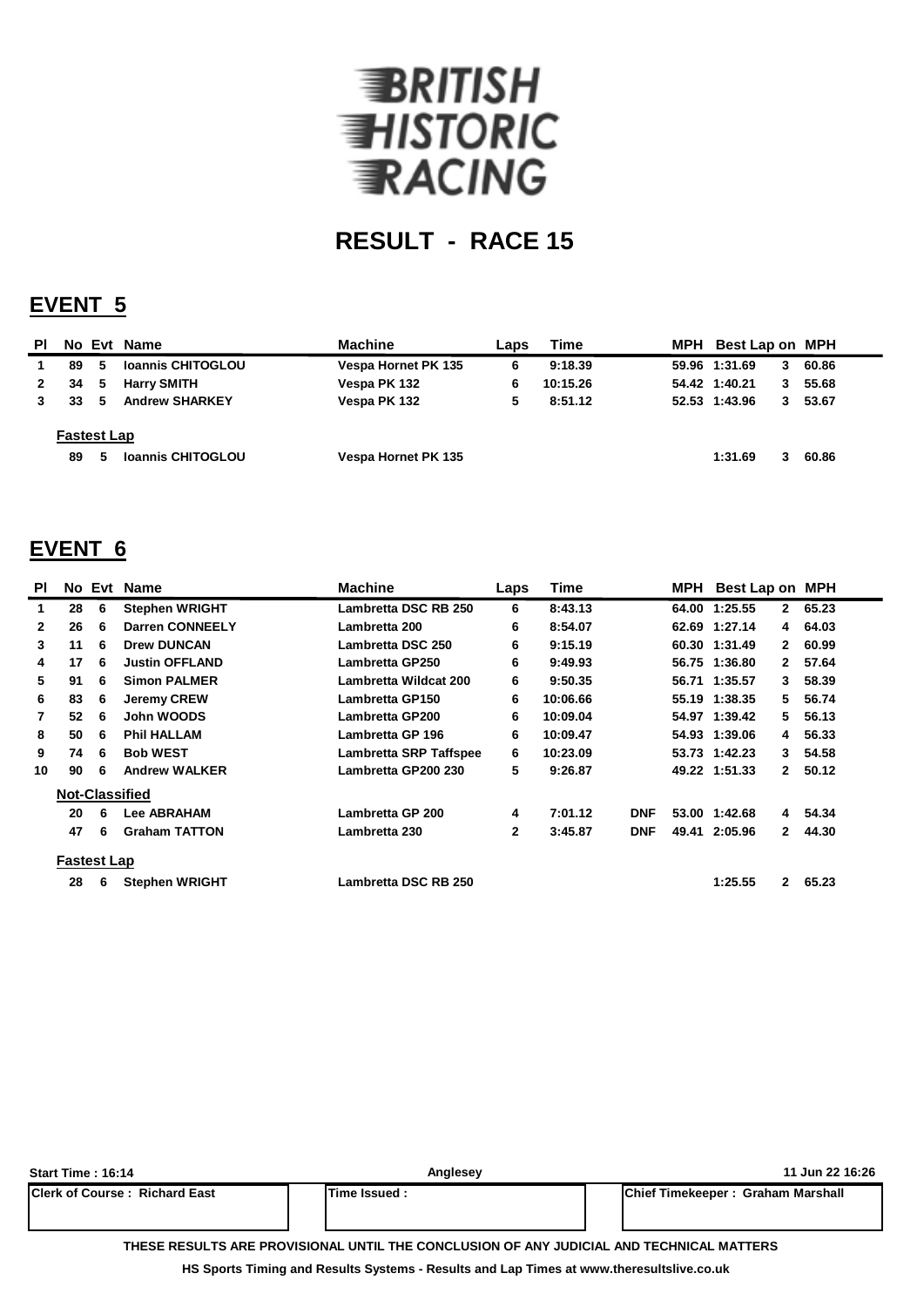# BRITISH HISTORIC RACING

## RESULT - RACE 15

## EVENT 5

| Pl | No | Evt | Name | Machine | Laps | Time | | MPH | Best Lap | on | MPH |
|---|---|---|---|---|---|---|---|---|---|---|---|
| 1 | 89 | 5 | Ioannis CHITOGLOU | Vespa Hornet PK 135 | 6 | 9:18.39 | | 59.96 | 1:31.69 | 3 | 60.86 |
| 2 | 34 | 5 | Harry SMITH | Vespa PK 132 | 6 | 10:15.26 | | 54.42 | 1:40.21 | 3 | 55.68 |
| 3 | 33 | 5 | Andrew SHARKEY | Vespa PK 132 | 5 | 8:51.12 | | 52.53 | 1:43.96 | 3 | 53.67 |
| | **Fastest Lap** | | | | | | | | | | |
| | 89 | 5 | Ioannis CHITOGLOU | Vespa Hornet PK 135 | | | | | 1:31.69 | 3 | 60.86 |

## EVENT 6

| Pl | No | Evt | Name | Machine | Laps | Time | | MPH | Best Lap | on | MPH |
|---|---|---|---|---|---|---|---|---|---|---|---|
| 1 | 28 | 6 | Stephen WRIGHT | Lambretta DSC RB 250 | 6 | 8:43.13 | | 64.00 | 1:25.55 | 2 | 65.23 |
| 2 | 26 | 6 | Darren CONNEELY | Lambretta 200 | 6 | 8:54.07 | | 62.69 | 1:27.14 | 4 | 64.03 |
| 3 | 11 | 6 | Drew DUNCAN | Lambretta DSC 250 | 6 | 9:15.19 | | 60.30 | 1:31.49 | 2 | 60.99 |
| 4 | 17 | 6 | Justin OFFLAND | Lambretta GP250 | 6 | 9:49.93 | | 56.75 | 1:36.80 | 2 | 57.64 |
| 5 | 91 | 6 | Simon PALMER | Lambretta Wildcat 200 | 6 | 9:50.35 | | 56.71 | 1:35.57 | 3 | 58.39 |
| 6 | 83 | 6 | Jeremy CREW | Lambretta GP150 | 6 | 10:06.66 | | 55.19 | 1:38.35 | 5 | 56.74 |
| 7 | 52 | 6 | John WOODS | Lambretta GP200 | 6 | 10:09.04 | | 54.97 | 1:39.42 | 5 | 56.13 |
| 8 | 50 | 6 | Phil HALLAM | Lambretta GP 196 | 6 | 10:09.47 | | 54.93 | 1:39.06 | 4 | 56.33 |
| 9 | 74 | 6 | Bob WEST | Lambretta SRP Taffspee | 6 | 10:23.09 | | 53.73 | 1:42.23 | 3 | 54.58 |
| 10 | 90 | 6 | Andrew WALKER | Lambretta GP200 230 | 5 | 9:26.87 | | 49.22 | 1:51.33 | 2 | 50.12 |
| | **Not-Classified** | | | | | | | | | | |
| | 20 | 6 | Lee ABRAHAM | Lambretta GP 200 | 4 | 7:01.12 | DNF | 53.00 | 1:42.68 | 4 | 54.34 |
| | 47 | 6 | Graham TATTON | Lambretta 230 | 2 | 3:45.87 | DNF | 49.41 | 2:05.96 | 2 | 44.30 |
| | **Fastest Lap** | | | | | | | | | | |
| | 28 | 6 | Stephen WRIGHT | Lambretta DSC RB 250 | | | | | 1:25.55 | 2 | 65.23 |

Start Time : 16:14 | Anglesey | 11 Jun 22 16:26

| Clerk of Course : Richard East | Time Issued : | Chief Timekeeper : Graham Marshall |
|---|---|---|

THESE RESULTS ARE PROVISIONAL UNTIL THE CONCLUSION OF ANY JUDICIAL AND TECHNICAL MATTERS

HS Sports Timing and Results Systems - Results and Lap Times at www.theresultslive.co.uk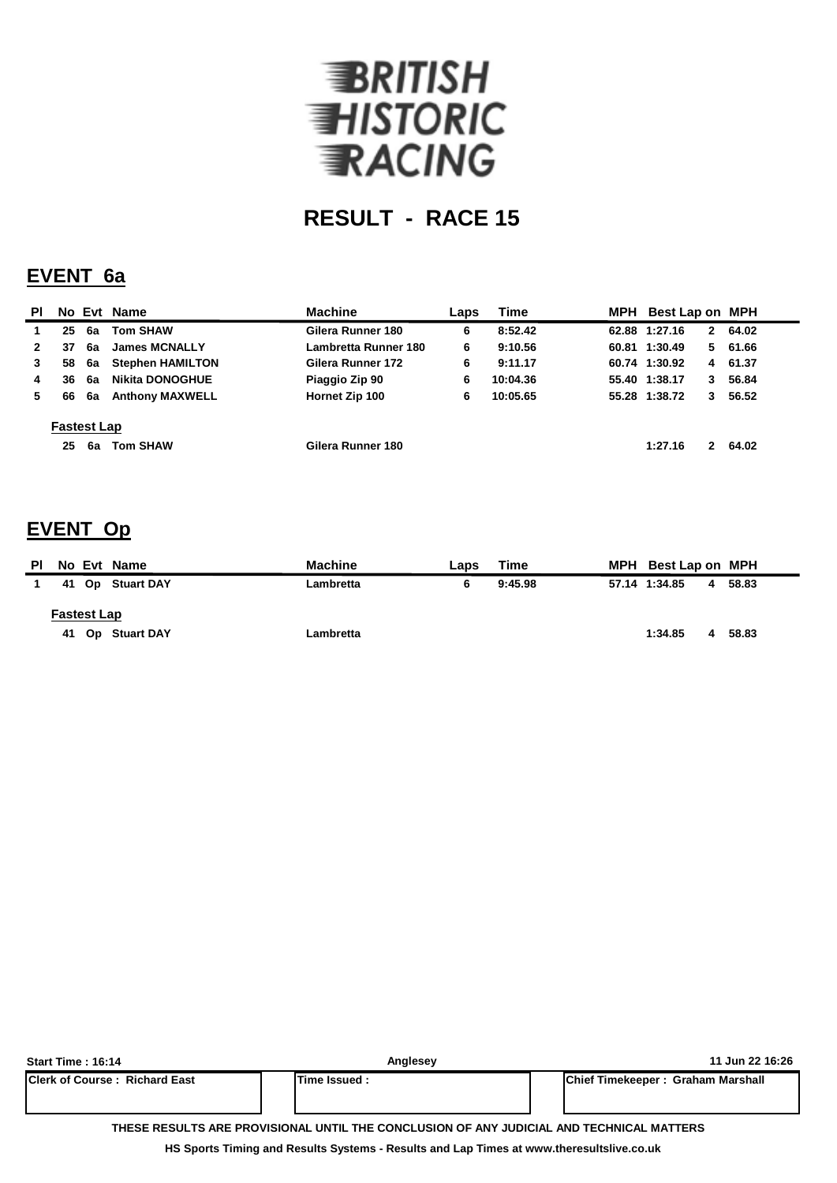# BRITISH HISTORIC RACING

## RESULT - RACE 15

### EVENT 6a

| Pl | No | Evt | Name | Machine | Laps | Time | MPH | Best Lap | on | MPH |
|---|---|---|---|---|---|---|---|---|---|---|
| 1 | 25 | 6a | Tom SHAW | Gilera Runner 180 | 6 | 8:52.42 | 62.88 | 1:27.16 | 2 | 64.02 |
| 2 | 37 | 6a | James MCNALLY | Lambretta Runner 180 | 6 | 9:10.56 | 60.81 | 1:30.49 | 5 | 61.66 |
| 3 | 58 | 6a | Stephen HAMILTON | Gilera Runner 172 | 6 | 9:11.17 | 60.74 | 1:30.92 | 4 | 61.37 |
| 4 | 36 | 6a | Nikita DONOGHUE | Piaggio Zip 90 | 6 | 10:04.36 | 55.40 | 1:38.17 | 3 | 56.84 |
| 5 | 66 | 6a | Anthony MAXWELL | Hornet Zip 100 | 6 | 10:05.65 | 55.28 | 1:38.72 | 3 | 56.52 |

**Fastest Lap**

| No | Evt | Name | Machine | Best Lap | on | MPH |
|---|---|---|---|---|---|---|
| 25 | 6a | Tom SHAW | Gilera Runner 180 | 1:27.16 | 2 | 64.02 |

### EVENT Op

| Pl | No | Evt | Name | Machine | Laps | Time | MPH | Best Lap | on | MPH |
|---|---|---|---|---|---|---|---|---|---|---|
| 1 | 41 | Op | Stuart DAY | Lambretta | 6 | 9:45.98 | 57.14 | 1:34.85 | 4 | 58.83 |

**Fastest Lap**

| No | Evt | Name | Machine | Best Lap | on | MPH |
|---|---|---|---|---|---|---|
| 41 | Op | Stuart DAY | Lambretta | 1:34.85 | 4 | 58.83 |

Start Time : 16:14 — Anglesey — 11 Jun 22 16:26

| Clerk of Course : Richard East | Time Issued : | Chief Timekeeper : Graham Marshall |
|---|---|---|

THESE RESULTS ARE PROVISIONAL UNTIL THE CONCLUSION OF ANY JUDICIAL AND TECHNICAL MATTERS

HS Sports Timing and Results Systems - Results and Lap Times at www.theresultslive.co.uk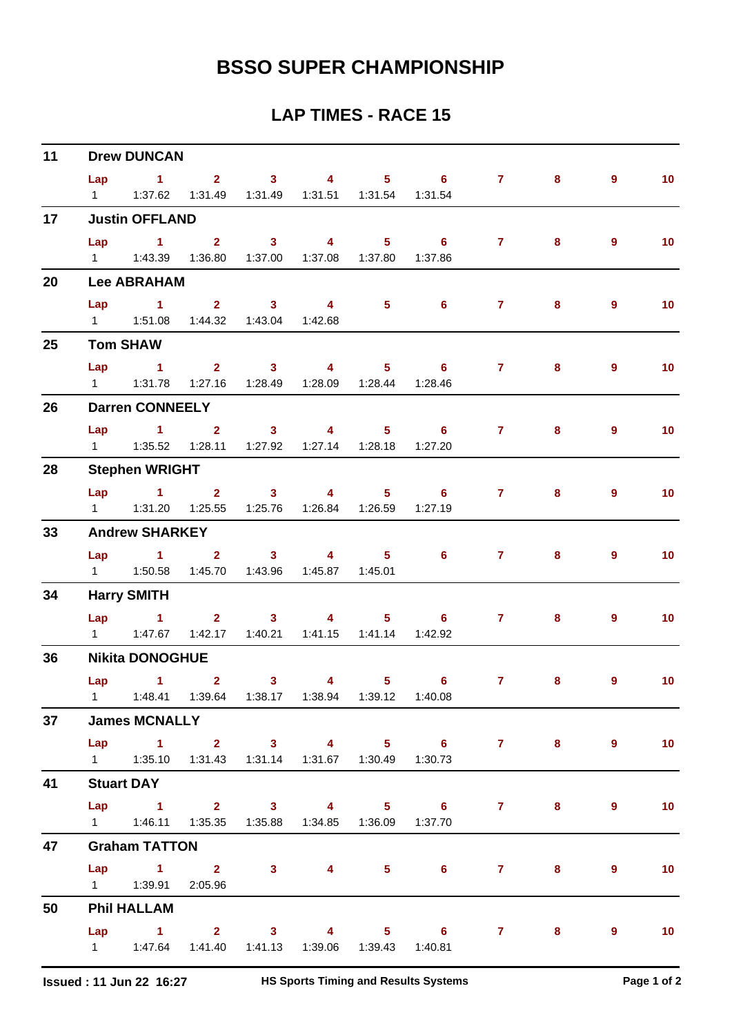# BSSO SUPER CHAMPIONSHIP

## LAP TIMES - RACE 15

**11 Drew DUNCAN**

| Lap | 1 | 2 | 3 | 4 | 5 | 6 | 7 | 8 | 9 | 10 |
|---|---|---|---|---|---|---|---|---|---|---|
| 1 | 1:37.62 | 1:31.49 | 1:31.49 | 1:31.51 | 1:31.54 | 1:31.54 | | | | |

**17 Justin OFFLAND**

| Lap | 1 | 2 | 3 | 4 | 5 | 6 | 7 | 8 | 9 | 10 |
|---|---|---|---|---|---|---|---|---|---|---|
| 1 | 1:43.39 | 1:36.80 | 1:37.00 | 1:37.08 | 1:37.80 | 1:37.86 | | | | |

**20 Lee ABRAHAM**

| Lap | 1 | 2 | 3 | 4 | 5 | 6 | 7 | 8 | 9 | 10 |
|---|---|---|---|---|---|---|---|---|---|---|
| 1 | 1:51.08 | 1:44.32 | 1:43.04 | 1:42.68 | | | | | | |

**25 Tom SHAW**

| Lap | 1 | 2 | 3 | 4 | 5 | 6 | 7 | 8 | 9 | 10 |
|---|---|---|---|---|---|---|---|---|---|---|
| 1 | 1:31.78 | 1:27.16 | 1:28.49 | 1:28.09 | 1:28.44 | 1:28.46 | | | | |

**26 Darren CONNEELY**

| Lap | 1 | 2 | 3 | 4 | 5 | 6 | 7 | 8 | 9 | 10 |
|---|---|---|---|---|---|---|---|---|---|---|
| 1 | 1:35.52 | 1:28.11 | 1:27.92 | 1:27.14 | 1:28.18 | 1:27.20 | | | | |

**28 Stephen WRIGHT**

| Lap | 1 | 2 | 3 | 4 | 5 | 6 | 7 | 8 | 9 | 10 |
|---|---|---|---|---|---|---|---|---|---|---|
| 1 | 1:31.20 | 1:25.55 | 1:25.76 | 1:26.84 | 1:26.59 | 1:27.19 | | | | |

**33 Andrew SHARKEY**

| Lap | 1 | 2 | 3 | 4 | 5 | 6 | 7 | 8 | 9 | 10 |
|---|---|---|---|---|---|---|---|---|---|---|
| 1 | 1:50.58 | 1:45.70 | 1:43.96 | 1:45.87 | 1:45.01 | | | | | |

**34 Harry SMITH**

| Lap | 1 | 2 | 3 | 4 | 5 | 6 | 7 | 8 | 9 | 10 |
|---|---|---|---|---|---|---|---|---|---|---|
| 1 | 1:47.67 | 1:42.17 | 1:40.21 | 1:41.15 | 1:41.14 | 1:42.92 | | | | |

**36 Nikita DONOGHUE**

| Lap | 1 | 2 | 3 | 4 | 5 | 6 | 7 | 8 | 9 | 10 |
|---|---|---|---|---|---|---|---|---|---|---|
| 1 | 1:48.41 | 1:39.64 | 1:38.17 | 1:38.94 | 1:39.12 | 1:40.08 | | | | |

**37 James MCNALLY**

| Lap | 1 | 2 | 3 | 4 | 5 | 6 | 7 | 8 | 9 | 10 |
|---|---|---|---|---|---|---|---|---|---|---|
| 1 | 1:35.10 | 1:31.43 | 1:31.14 | 1:31.67 | 1:30.49 | 1:30.73 | | | | |

**41 Stuart DAY**

| Lap | 1 | 2 | 3 | 4 | 5 | 6 | 7 | 8 | 9 | 10 |
|---|---|---|---|---|---|---|---|---|---|---|
| 1 | 1:46.11 | 1:35.35 | 1:35.88 | 1:34.85 | 1:36.09 | 1:37.70 | | | | |

**47 Graham TATTON**

| Lap | 1 | 2 | 3 | 4 | 5 | 6 | 7 | 8 | 9 | 10 |
|---|---|---|---|---|---|---|---|---|---|---|
| 1 | 1:39.91 | 2:05.96 | | | | | | | | |

**50 Phil HALLAM**

| Lap | 1 | 2 | 3 | 4 | 5 | 6 | 7 | 8 | 9 | 10 |
|---|---|---|---|---|---|---|---|---|---|---|
| 1 | 1:47.64 | 1:41.40 | 1:41.13 | 1:39.06 | 1:39.43 | 1:40.81 | | | | |

Issued : 11 Jun 22 16:27 HS Sports Timing and Results Systems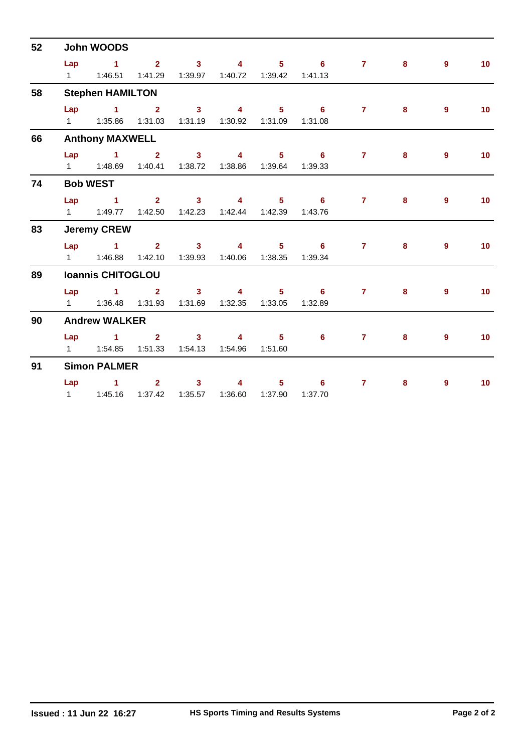## 52 John WOODS

| Lap | 1 | 2 | 3 | 4 | 5 | 6 | 7 | 8 | 9 | 10 |
|---|---|---|---|---|---|---|---|---|---|---|
| 1 | 1:46.51 | 1:41.29 | 1:39.97 | 1:40.72 | 1:39.42 | 1:41.13 | | | | |

## 58 Stephen HAMILTON

| Lap | 1 | 2 | 3 | 4 | 5 | 6 | 7 | 8 | 9 | 10 |
|---|---|---|---|---|---|---|---|---|---|---|
| 1 | 1:35.86 | 1:31.03 | 1:31.19 | 1:30.92 | 1:31.09 | 1:31.08 | | | | |

## 66 Anthony MAXWELL

| Lap | 1 | 2 | 3 | 4 | 5 | 6 | 7 | 8 | 9 | 10 |
|---|---|---|---|---|---|---|---|---|---|---|
| 1 | 1:48.69 | 1:40.41 | 1:38.72 | 1:38.86 | 1:39.64 | 1:39.33 | | | | |

## 74 Bob WEST

| Lap | 1 | 2 | 3 | 4 | 5 | 6 | 7 | 8 | 9 | 10 |
|---|---|---|---|---|---|---|---|---|---|---|
| 1 | 1:49.77 | 1:42.50 | 1:42.23 | 1:42.44 | 1:42.39 | 1:43.76 | | | | |

## 83 Jeremy CREW

| Lap | 1 | 2 | 3 | 4 | 5 | 6 | 7 | 8 | 9 | 10 |
|---|---|---|---|---|---|---|---|---|---|---|
| 1 | 1:46.88 | 1:42.10 | 1:39.93 | 1:40.06 | 1:38.35 | 1:39.34 | | | | |

## 89 Ioannis CHITOGLOU

| Lap | 1 | 2 | 3 | 4 | 5 | 6 | 7 | 8 | 9 | 10 |
|---|---|---|---|---|---|---|---|---|---|---|
| 1 | 1:36.48 | 1:31.93 | 1:31.69 | 1:32.35 | 1:33.05 | 1:32.89 | | | | |

## 90 Andrew WALKER

| Lap | 1 | 2 | 3 | 4 | 5 | 6 | 7 | 8 | 9 | 10 |
|---|---|---|---|---|---|---|---|---|---|---|
| 1 | 1:54.85 | 1:51.33 | 1:54.13 | 1:54.96 | 1:51.60 | | | | | |

## 91 Simon PALMER

| Lap | 1 | 2 | 3 | 4 | 5 | 6 | 7 | 8 | 9 | 10 |
|---|---|---|---|---|---|---|---|---|---|---|
| 1 | 1:45.16 | 1:37.42 | 1:35.57 | 1:36.60 | 1:37.90 | 1:37.70 | | | | |

**Issued : 11 Jun 22 16:27** **HS Sports Timing and Results Systems**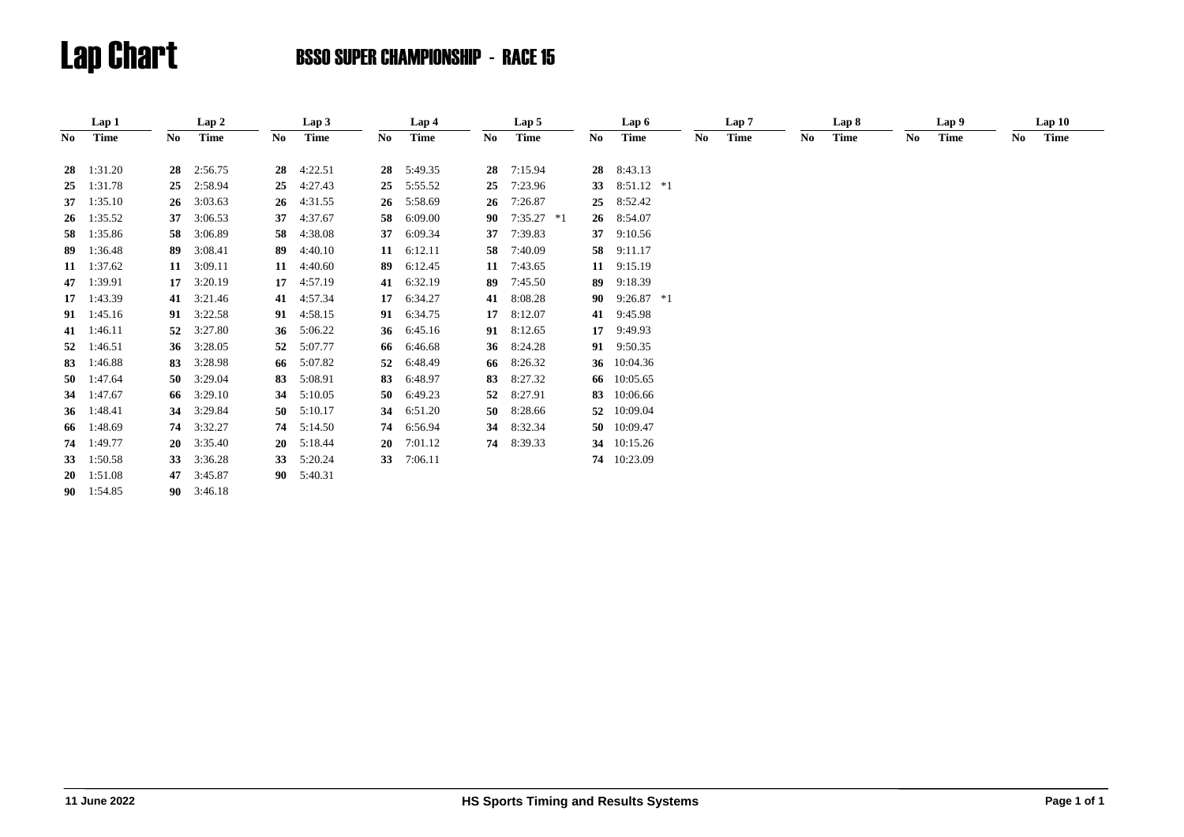# Lap Chart

## BSSO SUPER CHAMPIONSHIP - RACE 15

| Lap 1 | | Lap 2 | | Lap 3 | | Lap 4 | | Lap 5 | | Lap 6 | | Lap 7 | | Lap 8 | | Lap 9 | | Lap 10 | |
|---|---|---|---|---|---|---|---|---|---|---|---|---|---|---|---|---|---|---|---|
| No | Time | No | Time | No | Time | No | Time | No | Time | No | Time | No | Time | No | Time | No | Time | No | Time |
| **28** | 1:31.20 | **28** | 2:56.75 | **28** | 4:22.51 | **28** | 5:49.35 | **28** | 7:15.94 | **28** | 8:43.13 | | | | | | | | |
| **25** | 1:31.78 | **25** | 2:58.94 | **25** | 4:27.43 | **25** | 5:55.52 | **25** | 7:23.96 | **33** | 8:51.12 *1 | | | | | | | | |
| **37** | 1:35.10 | **26** | 3:03.63 | **26** | 4:31.55 | **26** | 5:58.69 | **26** | 7:26.87 | **25** | 8:52.42 | | | | | | | | |
| **26** | 1:35.52 | **37** | 3:06.53 | **37** | 4:37.67 | **58** | 6:09.00 | **90** | 7:35.27 *1 | **26** | 8:54.07 | | | | | | | | |
| **58** | 1:35.86 | **58** | 3:06.89 | **58** | 4:38.08 | **37** | 6:09.34 | **37** | 7:39.83 | **37** | 9:10.56 | | | | | | | | |
| **89** | 1:36.48 | **89** | 3:08.41 | **89** | 4:40.10 | **11** | 6:12.11 | **58** | 7:40.09 | **58** | 9:11.17 | | | | | | | | |
| **11** | 1:37.62 | **11** | 3:09.11 | **11** | 4:40.60 | **89** | 6:12.45 | **11** | 7:43.65 | **11** | 9:15.19 | | | | | | | | |
| **47** | 1:39.91 | **17** | 3:20.19 | **17** | 4:57.19 | **41** | 6:32.19 | **89** | 7:45.50 | **89** | 9:18.39 | | | | | | | | |
| **17** | 1:43.39 | **41** | 3:21.46 | **41** | 4:57.34 | **17** | 6:34.27 | **41** | 8:08.28 | **90** | 9:26.87 *1 | | | | | | | | |
| **91** | 1:45.16 | **91** | 3:22.58 | **91** | 4:58.15 | **91** | 6:34.75 | **17** | 8:12.07 | **41** | 9:45.98 | | | | | | | | |
| **41** | 1:46.11 | **52** | 3:27.80 | **36** | 5:06.22 | **36** | 6:45.16 | **91** | 8:12.65 | **17** | 9:49.93 | | | | | | | | |
| **52** | 1:46.51 | **36** | 3:28.05 | **52** | 5:07.77 | **66** | 6:46.68 | **36** | 8:24.28 | **91** | 9:50.35 | | | | | | | | |
| **83** | 1:46.88 | **83** | 3:28.98 | **66** | 5:07.82 | **52** | 6:48.49 | **66** | 8:26.32 | **36** | 10:04.36 | | | | | | | | |
| **50** | 1:47.64 | **50** | 3:29.04 | **83** | 5:08.91 | **83** | 6:48.97 | **83** | 8:27.32 | **66** | 10:05.65 | | | | | | | | |
| **34** | 1:47.67 | **66** | 3:29.10 | **34** | 5:10.05 | **50** | 6:49.23 | **52** | 8:27.91 | **83** | 10:06.66 | | | | | | | | |
| **36** | 1:48.41 | **34** | 3:29.84 | **50** | 5:10.17 | **34** | 6:51.20 | **50** | 8:28.66 | **52** | 10:09.04 | | | | | | | | |
| **66** | 1:48.69 | **74** | 3:32.27 | **74** | 5:14.50 | **74** | 6:56.94 | **34** | 8:32.34 | **50** | 10:09.47 | | | | | | | | |
| **74** | 1:49.77 | **20** | 3:35.40 | **20** | 5:18.44 | **20** | 7:01.12 | **74** | 8:39.33 | **34** | 10:15.26 | | | | | | | | |
| **33** | 1:50.58 | **33** | 3:36.28 | **33** | 5:20.24 | **33** | 7:06.11 | | | **74** | 10:23.09 | | | | | | | | |
| **20** | 1:51.08 | **47** | 3:45.87 | **90** | 5:40.31 | | | | | | | | | | | | | | |
| **90** | 1:54.85 | **90** | 3:46.18 | | | | | | | | | | | | | | | | |

11 June 2022 — HS Sports Timing and Results Systems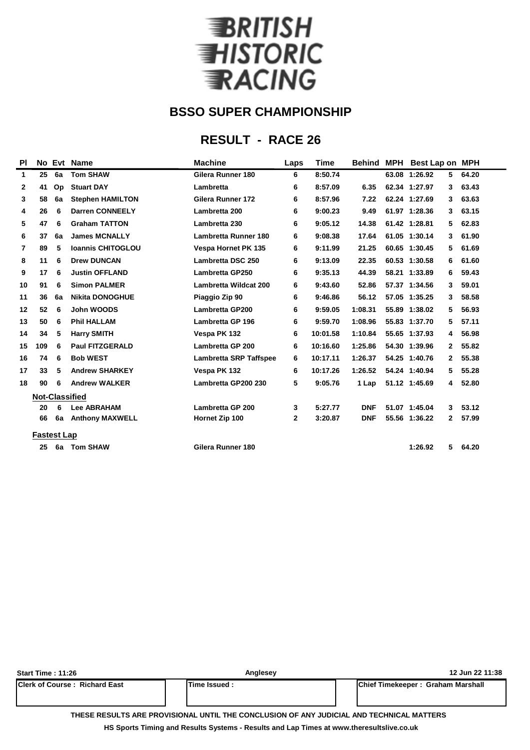# BRITISH HISTORIC RACING

## BSSO SUPER CHAMPIONSHIP

## RESULT - RACE 26

| Pl | No | Evt | Name | Machine | Laps | Time | Behind | MPH | Best Lap | on | MPH |
|---|---|---|---|---|---|---|---|---|---|---|---|
| 1 | 25 | 6a | Tom SHAW | Gilera Runner 180 | 6 | 8:50.74 | | 63.08 | 1:26.92 | 5 | 64.20 |
| 2 | 41 | Op | Stuart DAY | Lambretta | 6 | 8:57.09 | 6.35 | 62.34 | 1:27.97 | 3 | 63.43 |
| 3 | 58 | 6a | Stephen HAMILTON | Gilera Runner 172 | 6 | 8:57.96 | 7.22 | 62.24 | 1:27.69 | 3 | 63.63 |
| 4 | 26 | 6 | Darren CONNEELY | Lambretta 200 | 6 | 9:00.23 | 9.49 | 61.97 | 1:28.36 | 3 | 63.15 |
| 5 | 47 | 6 | Graham TATTON | Lambretta 230 | 6 | 9:05.12 | 14.38 | 61.42 | 1:28.81 | 5 | 62.83 |
| 6 | 37 | 6a | James MCNALLY | Lambretta Runner 180 | 6 | 9:08.38 | 17.64 | 61.05 | 1:30.14 | 3 | 61.90 |
| 7 | 89 | 5 | Ioannis CHITOGLOU | Vespa Hornet PK 135 | 6 | 9:11.99 | 21.25 | 60.65 | 1:30.45 | 5 | 61.69 |
| 8 | 11 | 6 | Drew DUNCAN | Lambretta DSC 250 | 6 | 9:13.09 | 22.35 | 60.53 | 1:30.58 | 6 | 61.60 |
| 9 | 17 | 6 | Justin OFFLAND | Lambretta GP250 | 6 | 9:35.13 | 44.39 | 58.21 | 1:33.89 | 6 | 59.43 |
| 10 | 91 | 6 | Simon PALMER | Lambretta Wildcat 200 | 6 | 9:43.60 | 52.86 | 57.37 | 1:34.56 | 3 | 59.01 |
| 11 | 36 | 6a | Nikita DONOGHUE | Piaggio Zip 90 | 6 | 9:46.86 | 56.12 | 57.05 | 1:35.25 | 3 | 58.58 |
| 12 | 52 | 6 | John WOODS | Lambretta GP200 | 6 | 9:59.05 | 1:08.31 | 55.89 | 1:38.02 | 5 | 56.93 |
| 13 | 50 | 6 | Phil HALLAM | Lambretta GP 196 | 6 | 9:59.70 | 1:08.96 | 55.83 | 1:37.70 | 5 | 57.11 |
| 14 | 34 | 5 | Harry SMITH | Vespa PK 132 | 6 | 10:01.58 | 1:10.84 | 55.65 | 1:37.93 | 4 | 56.98 |
| 15 | 109 | 6 | Paul FITZGERALD | Lambretta GP 200 | 6 | 10:16.60 | 1:25.86 | 54.30 | 1:39.96 | 2 | 55.82 |
| 16 | 74 | 6 | Bob WEST | Lambretta SRP Taffspee | 6 | 10:17.11 | 1:26.37 | 54.25 | 1:40.76 | 2 | 55.38 |
| 17 | 33 | 5 | Andrew SHARKEY | Vespa PK 132 | 6 | 10:17.26 | 1:26.52 | 54.24 | 1:40.94 | 5 | 55.28 |
| 18 | 90 | 6 | Andrew WALKER | Lambretta GP200 230 | 5 | 9:05.76 | 1 Lap | 51.12 | 1:45.69 | 4 | 52.80 |
| | **Not-Classified** | | | | | | | | | | |
| | 20 | 6 | Lee ABRAHAM | Lambretta GP 200 | 3 | 5:27.77 | DNF | 51.07 | 1:45.04 | 3 | 53.12 |
| | 66 | 6a | Anthony MAXWELL | Hornet Zip 100 | 2 | 3:20.87 | DNF | 55.56 | 1:36.22 | 2 | 57.99 |
| | **Fastest Lap** | | | | | | | | | | |
| | 25 | 6a | Tom SHAW | Gilera Runner 180 | | | | | 1:26.92 | 5 | 64.20 |

Start Time : 11:26 | Anglesey | 12 Jun 22 11:38

| Clerk of Course : Richard East | Time Issued : | Chief Timekeeper : Graham Marshall |
|---|---|---|

THESE RESULTS ARE PROVISIONAL UNTIL THE CONCLUSION OF ANY JUDICIAL AND TECHNICAL MATTERS

HS Sports Timing and Results Systems - Results and Lap Times at www.theresultslive.co.uk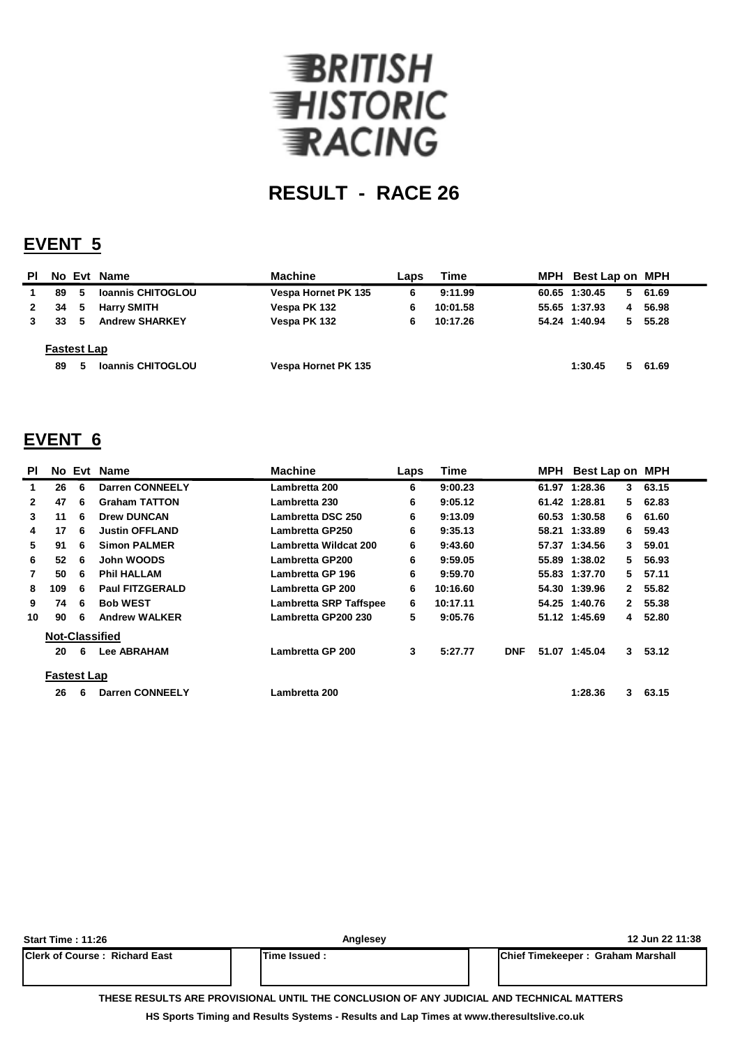# BRITISH HISTORIC RACING

## RESULT - RACE 26

## EVENT 5

| Pl | No | Evt | Name | Machine | Laps | Time | | MPH | Best Lap | on | MPH |
|---|---|---|---|---|---|---|---|---|---|---|---|
| 1 | 89 | 5 | Ioannis CHITOGLOU | Vespa Hornet PK 135 | 6 | 9:11.99 | | 60.65 | 1:30.45 | 5 | 61.69 |
| 2 | 34 | 5 | Harry SMITH | Vespa PK 132 | 6 | 10:01.58 | | 55.65 | 1:37.93 | 4 | 56.98 |
| 3 | 33 | 5 | Andrew SHARKEY | Vespa PK 132 | 6 | 10:17.26 | | 54.24 | 1:40.94 | 5 | 55.28 |
| | **Fastest Lap** | | | | | | | | | | |
| | 89 | 5 | Ioannis CHITOGLOU | Vespa Hornet PK 135 | | | | | 1:30.45 | 5 | 61.69 |

## EVENT 6

| Pl | No | Evt | Name | Machine | Laps | Time | | MPH | Best Lap | on | MPH |
|---|---|---|---|---|---|---|---|---|---|---|---|
| 1 | 26 | 6 | Darren CONNEELY | Lambretta 200 | 6 | 9:00.23 | | 61.97 | 1:28.36 | 3 | 63.15 |
| 2 | 47 | 6 | Graham TATTON | Lambretta 230 | 6 | 9:05.12 | | 61.42 | 1:28.81 | 5 | 62.83 |
| 3 | 11 | 6 | Drew DUNCAN | Lambretta DSC 250 | 6 | 9:13.09 | | 60.53 | 1:30.58 | 6 | 61.60 |
| 4 | 17 | 6 | Justin OFFLAND | Lambretta GP250 | 6 | 9:35.13 | | 58.21 | 1:33.89 | 6 | 59.43 |
| 5 | 91 | 6 | Simon PALMER | Lambretta Wildcat 200 | 6 | 9:43.60 | | 57.37 | 1:34.56 | 3 | 59.01 |
| 6 | 52 | 6 | John WOODS | Lambretta GP200 | 6 | 9:59.05 | | 55.89 | 1:38.02 | 5 | 56.93 |
| 7 | 50 | 6 | Phil HALLAM | Lambretta GP 196 | 6 | 9:59.70 | | 55.83 | 1:37.70 | 5 | 57.11 |
| 8 | 109 | 6 | Paul FITZGERALD | Lambretta GP 200 | 6 | 10:16.60 | | 54.30 | 1:39.96 | 2 | 55.82 |
| 9 | 74 | 6 | Bob WEST | Lambretta SRP Taffspee | 6 | 10:17.11 | | 54.25 | 1:40.76 | 2 | 55.38 |
| 10 | 90 | 6 | Andrew WALKER | Lambretta GP200 230 | 5 | 9:05.76 | | 51.12 | 1:45.69 | 4 | 52.80 |
| | **Not-Classified** | | | | | | | | | | |
| | 20 | 6 | Lee ABRAHAM | Lambretta GP 200 | 3 | 5:27.77 | DNF | 51.07 | 1:45.04 | 3 | 53.12 |
| | **Fastest Lap** | | | | | | | | | | |
| | 26 | 6 | Darren CONNEELY | Lambretta 200 | | | | | 1:28.36 | 3 | 63.15 |

Start Time : 11:26 | Anglesey | 12 Jun 22 11:38

| Clerk of Course : Richard East | Time Issued : | Chief Timekeeper : Graham Marshall |
|---|---|---|

THESE RESULTS ARE PROVISIONAL UNTIL THE CONCLUSION OF ANY JUDICIAL AND TECHNICAL MATTERS

HS Sports Timing and Results Systems - Results and Lap Times at www.theresultslive.co.uk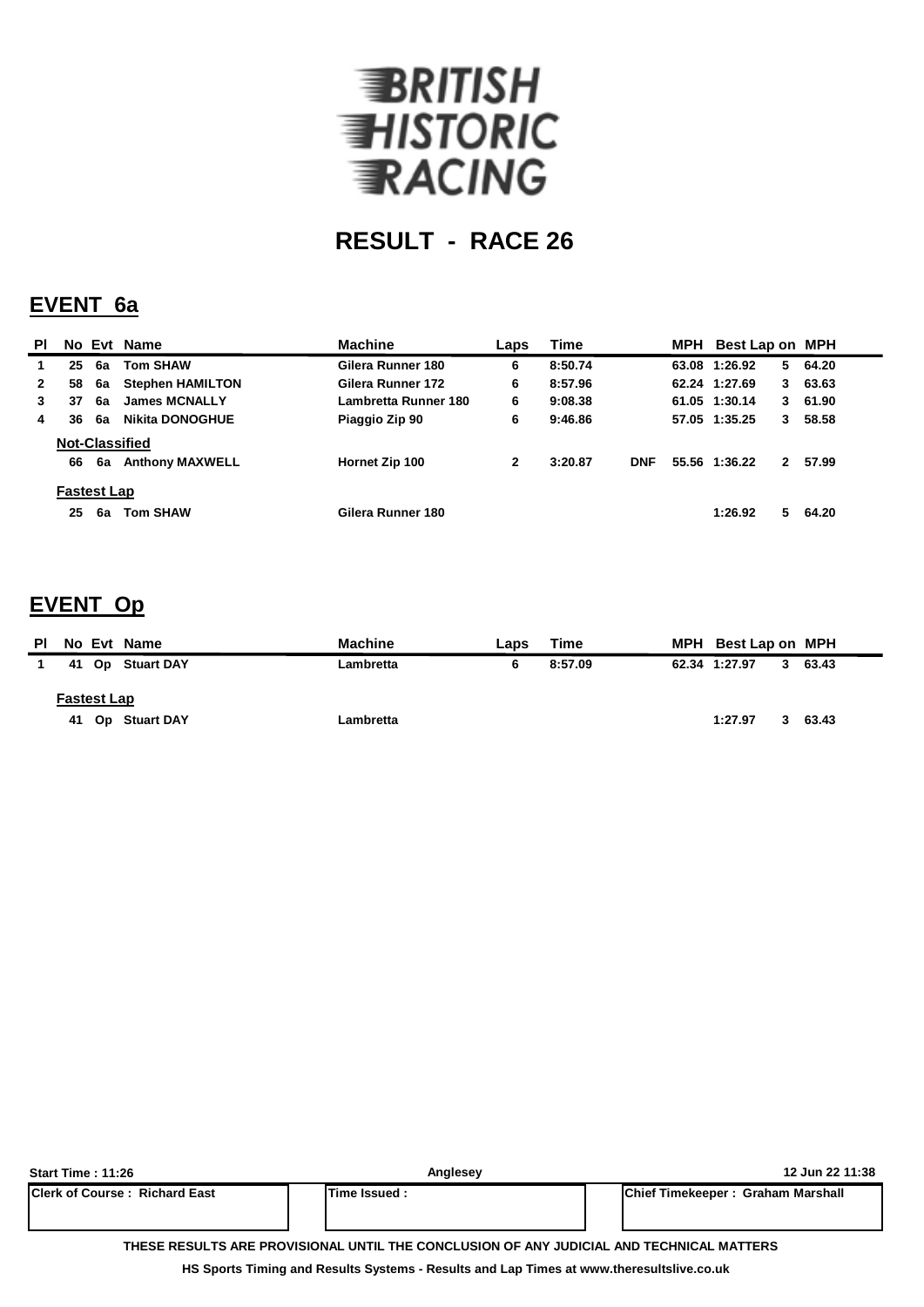BRITISH HISTORIC RACING

# RESULT - RACE 26

## EVENT 6a

| Pl | No | Evt | Name | Machine | Laps | Time | | MPH | Best Lap | on | MPH |
|---|---|---|---|---|---|---|---|---|---|---|---|
| 1 | 25 | 6a | Tom SHAW | Gilera Runner 180 | 6 | 8:50.74 | | 63.08 | 1:26.92 | 5 | 64.20 |
| 2 | 58 | 6a | Stephen HAMILTON | Gilera Runner 172 | 6 | 8:57.96 | | 62.24 | 1:27.69 | 3 | 63.63 |
| 3 | 37 | 6a | James MCNALLY | Lambretta Runner 180 | 6 | 9:08.38 | | 61.05 | 1:30.14 | 3 | 61.90 |
| 4 | 36 | 6a | Nikita DONOGHUE | Piaggio Zip 90 | 6 | 9:46.86 | | 57.05 | 1:35.25 | 3 | 58.58 |
| **Not-Classified** | | | | | | | | | | | |
| | 66 | 6a | Anthony MAXWELL | Hornet Zip 100 | 2 | 3:20.87 | DNF | 55.56 | 1:36.22 | 2 | 57.99 |
| **Fastest Lap** | | | | | | | | | | | |
| | 25 | 6a | Tom SHAW | Gilera Runner 180 | | | | | 1:26.92 | 5 | 64.20 |

## EVENT Op

| Pl | No | Evt | Name | Machine | Laps | Time | MPH | Best Lap | on | MPH |
|---|---|---|---|---|---|---|---|---|---|---|
| 1 | 41 | Op | Stuart DAY | Lambretta | 6 | 8:57.09 | 62.34 | 1:27.97 | 3 | 63.43 |
| **Fastest Lap** | | | | | | | | | | |
| | 41 | Op | Stuart DAY | Lambretta | | | | 1:27.97 | 3 | 63.43 |

Start Time : 11:26 | Anglesey | 12 Jun 22 11:38

| Clerk of Course : Richard East | Time Issued : | Chief Timekeeper : Graham Marshall |
|---|---|---|

THESE RESULTS ARE PROVISIONAL UNTIL THE CONCLUSION OF ANY JUDICIAL AND TECHNICAL MATTERS

HS Sports Timing and Results Systems - Results and Lap Times at www.theresultslive.co.uk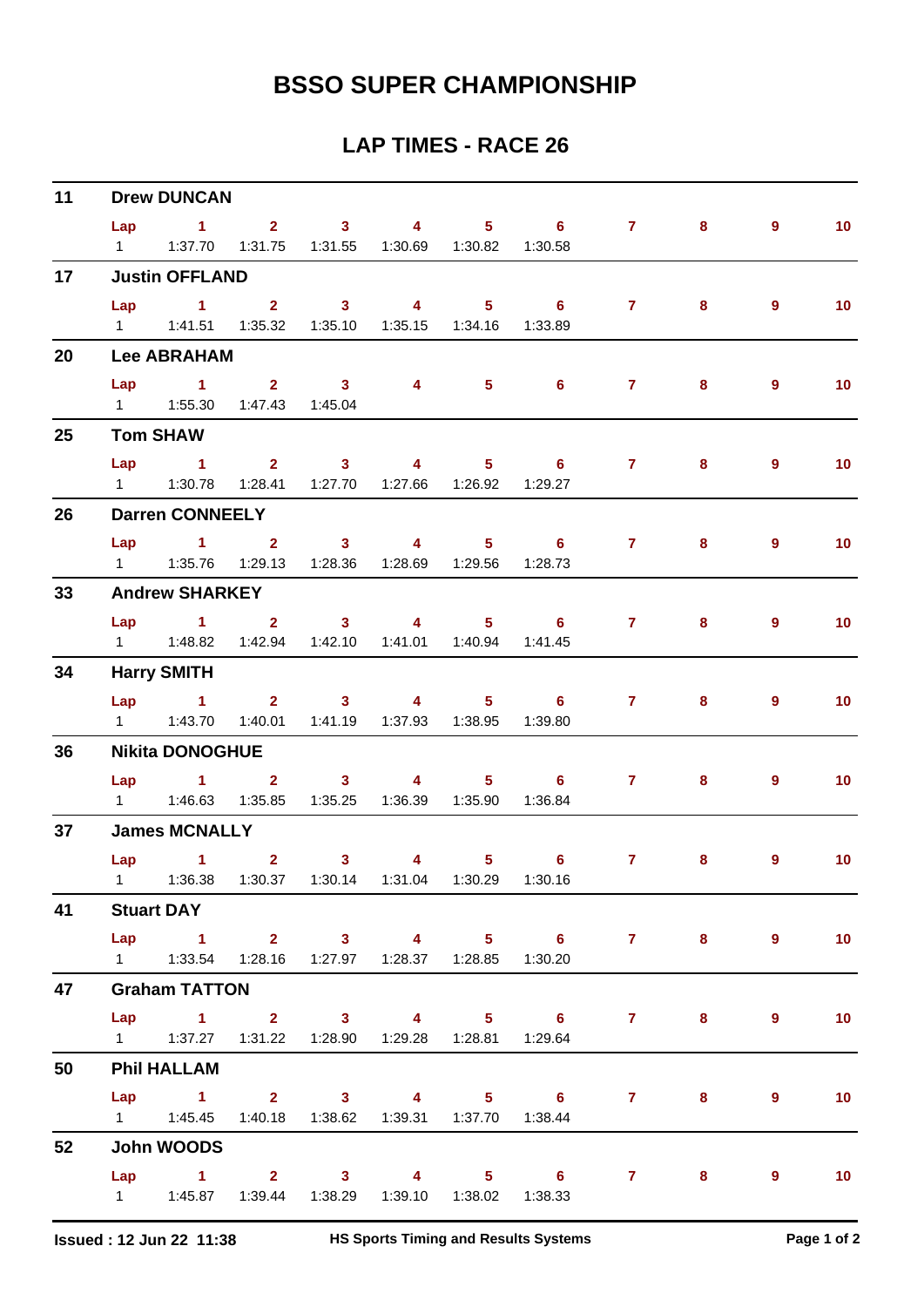# BSSO SUPER CHAMPIONSHIP

## LAP TIMES - RACE 26

**11 Drew DUNCAN**

| Lap | 1 | 2 | 3 | 4 | 5 | 6 | 7 | 8 | 9 | 10 |
|---|---|---|---|---|---|---|---|---|---|---|
| 1 | 1:37.70 | 1:31.75 | 1:31.55 | 1:30.69 | 1:30.82 | 1:30.58 | | | | |

**17 Justin OFFLAND**

| Lap | 1 | 2 | 3 | 4 | 5 | 6 | 7 | 8 | 9 | 10 |
|---|---|---|---|---|---|---|---|---|---|---|
| 1 | 1:41.51 | 1:35.32 | 1:35.10 | 1:35.15 | 1:34.16 | 1:33.89 | | | | |

**20 Lee ABRAHAM**

| Lap | 1 | 2 | 3 | 4 | 5 | 6 | 7 | 8 | 9 | 10 |
|---|---|---|---|---|---|---|---|---|---|---|
| 1 | 1:55.30 | 1:47.43 | 1:45.04 | | | | | | | |

**25 Tom SHAW**

| Lap | 1 | 2 | 3 | 4 | 5 | 6 | 7 | 8 | 9 | 10 |
|---|---|---|---|---|---|---|---|---|---|---|
| 1 | 1:30.78 | 1:28.41 | 1:27.70 | 1:27.66 | 1:26.92 | 1:29.27 | | | | |

**26 Darren CONNEELY**

| Lap | 1 | 2 | 3 | 4 | 5 | 6 | 7 | 8 | 9 | 10 |
|---|---|---|---|---|---|---|---|---|---|---|
| 1 | 1:35.76 | 1:29.13 | 1:28.36 | 1:28.69 | 1:29.56 | 1:28.73 | | | | |

**33 Andrew SHARKEY**

| Lap | 1 | 2 | 3 | 4 | 5 | 6 | 7 | 8 | 9 | 10 |
|---|---|---|---|---|---|---|---|---|---|---|
| 1 | 1:48.82 | 1:42.94 | 1:42.10 | 1:41.01 | 1:40.94 | 1:41.45 | | | | |

**34 Harry SMITH**

| Lap | 1 | 2 | 3 | 4 | 5 | 6 | 7 | 8 | 9 | 10 |
|---|---|---|---|---|---|---|---|---|---|---|
| 1 | 1:43.70 | 1:40.01 | 1:41.19 | 1:37.93 | 1:38.95 | 1:39.80 | | | | |

**36 Nikita DONOGHUE**

| Lap | 1 | 2 | 3 | 4 | 5 | 6 | 7 | 8 | 9 | 10 |
|---|---|---|---|---|---|---|---|---|---|---|
| 1 | 1:46.63 | 1:35.85 | 1:35.25 | 1:36.39 | 1:35.90 | 1:36.84 | | | | |

**37 James MCNALLY**

| Lap | 1 | 2 | 3 | 4 | 5 | 6 | 7 | 8 | 9 | 10 |
|---|---|---|---|---|---|---|---|---|---|---|
| 1 | 1:36.38 | 1:30.37 | 1:30.14 | 1:31.04 | 1:30.29 | 1:30.16 | | | | |

**41 Stuart DAY**

| Lap | 1 | 2 | 3 | 4 | 5 | 6 | 7 | 8 | 9 | 10 |
|---|---|---|---|---|---|---|---|---|---|---|
| 1 | 1:33.54 | 1:28.16 | 1:27.97 | 1:28.37 | 1:28.85 | 1:30.20 | | | | |

**47 Graham TATTON**

| Lap | 1 | 2 | 3 | 4 | 5 | 6 | 7 | 8 | 9 | 10 |
|---|---|---|---|---|---|---|---|---|---|---|
| 1 | 1:37.27 | 1:31.22 | 1:28.90 | 1:29.28 | 1:28.81 | 1:29.64 | | | | |

**50 Phil HALLAM**

| Lap | 1 | 2 | 3 | 4 | 5 | 6 | 7 | 8 | 9 | 10 |
|---|---|---|---|---|---|---|---|---|---|---|
| 1 | 1:45.45 | 1:40.18 | 1:38.62 | 1:39.31 | 1:37.70 | 1:38.44 | | | | |

**52 John WOODS**

| Lap | 1 | 2 | 3 | 4 | 5 | 6 | 7 | 8 | 9 | 10 |
|---|---|---|---|---|---|---|---|---|---|---|
| 1 | 1:45.87 | 1:39.44 | 1:38.29 | 1:39.10 | 1:38.02 | 1:38.33 | | | | |

**Issued : 12 Jun 22 11:38** — **HS Sports Timing and Results Systems**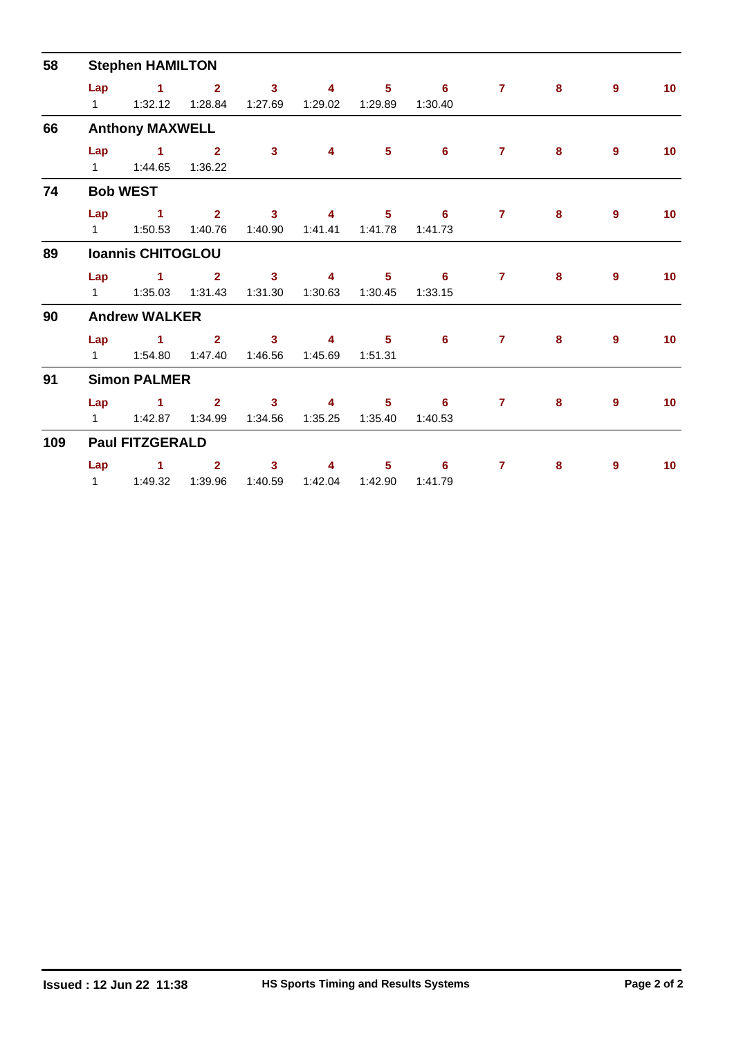## 58 Stephen HAMILTON

| Lap | 1 | 2 | 3 | 4 | 5 | 6 | 7 | 8 | 9 | 10 |
|---|---|---|---|---|---|---|---|---|---|---|
| 1 | 1:32.12 | 1:28.84 | 1:27.69 | 1:29.02 | 1:29.89 | 1:30.40 | | | | |

## 66 Anthony MAXWELL

| Lap | 1 | 2 | 3 | 4 | 5 | 6 | 7 | 8 | 9 | 10 |
|---|---|---|---|---|---|---|---|---|---|---|
| 1 | 1:44.65 | 1:36.22 | | | | | | | | |

## 74 Bob WEST

| Lap | 1 | 2 | 3 | 4 | 5 | 6 | 7 | 8 | 9 | 10 |
|---|---|---|---|---|---|---|---|---|---|---|
| 1 | 1:50.53 | 1:40.76 | 1:40.90 | 1:41.41 | 1:41.78 | 1:41.73 | | | | |

## 89 Ioannis CHITOGLOU

| Lap | 1 | 2 | 3 | 4 | 5 | 6 | 7 | 8 | 9 | 10 |
|---|---|---|---|---|---|---|---|---|---|---|
| 1 | 1:35.03 | 1:31.43 | 1:31.30 | 1:30.63 | 1:30.45 | 1:33.15 | | | | |

## 90 Andrew WALKER

| Lap | 1 | 2 | 3 | 4 | 5 | 6 | 7 | 8 | 9 | 10 |
|---|---|---|---|---|---|---|---|---|---|---|
| 1 | 1:54.80 | 1:47.40 | 1:46.56 | 1:45.69 | 1:51.31 | | | | | |

## 91 Simon PALMER

| Lap | 1 | 2 | 3 | 4 | 5 | 6 | 7 | 8 | 9 | 10 |
|---|---|---|---|---|---|---|---|---|---|---|
| 1 | 1:42.87 | 1:34.99 | 1:34.56 | 1:35.25 | 1:35.40 | 1:40.53 | | | | |

## 109 Paul FITZGERALD

| Lap | 1 | 2 | 3 | 4 | 5 | 6 | 7 | 8 | 9 | 10 |
|---|---|---|---|---|---|---|---|---|---|---|
| 1 | 1:49.32 | 1:39.96 | 1:40.59 | 1:42.04 | 1:42.90 | 1:41.79 | | | | |

Issued : 12 Jun 22 11:38 HS Sports Timing and Results Systems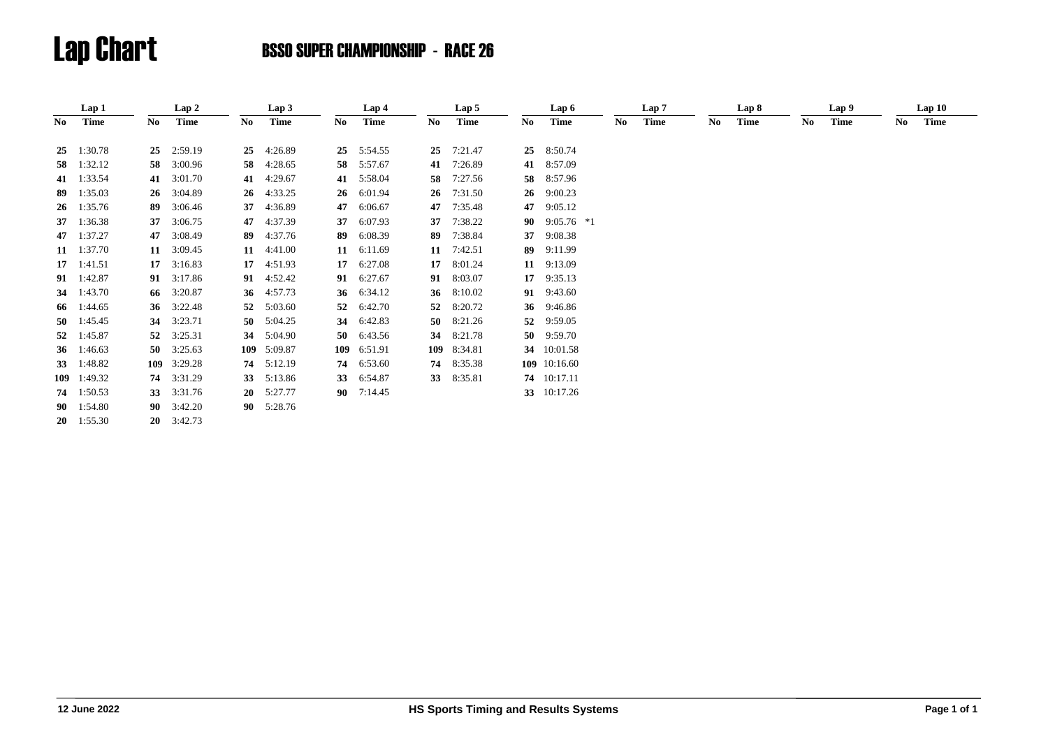# Lap Chart

## BSSO SUPER CHAMPIONSHIP - RACE 26

| Lap 1 | | Lap 2 | | Lap 3 | | Lap 4 | | Lap 5 | | Lap 6 | | Lap 7 | | Lap 8 | | Lap 9 | | Lap 10 | |
|---|---|---|---|---|---|---|---|---|---|---|---|---|---|---|---|---|---|---|---|
| No | Time | No | Time | No | Time | No | Time | No | Time | No | Time | No | Time | No | Time | No | Time | No | Time |
| 25 | 1:30.78 | 25 | 2:59.19 | 25 | 4:26.89 | 25 | 5:54.55 | 25 | 7:21.47 | 25 | 8:50.74 | | | | | | | | |
| 58 | 1:32.12 | 58 | 3:00.96 | 58 | 4:28.65 | 58 | 5:57.67 | 41 | 7:26.89 | 41 | 8:57.09 | | | | | | | | |
| 41 | 1:33.54 | 41 | 3:01.70 | 41 | 4:29.67 | 41 | 5:58.04 | 58 | 7:27.56 | 58 | 8:57.96 | | | | | | | | |
| 89 | 1:35.03 | 26 | 3:04.89 | 26 | 4:33.25 | 26 | 6:01.94 | 26 | 7:31.50 | 26 | 9:00.23 | | | | | | | | |
| 26 | 1:35.76 | 89 | 3:06.46 | 37 | 4:36.89 | 47 | 6:06.67 | 47 | 7:35.48 | 47 | 9:05.12 | | | | | | | | |
| 37 | 1:36.38 | 37 | 3:06.75 | 47 | 4:37.39 | 37 | 6:07.93 | 37 | 7:38.22 | 90 | 9:05.76 *1 | | | | | | | | |
| 47 | 1:37.27 | 47 | 3:08.49 | 89 | 4:37.76 | 89 | 6:08.39 | 89 | 7:38.84 | 37 | 9:08.38 | | | | | | | | |
| 11 | 1:37.70 | 11 | 3:09.45 | 11 | 4:41.00 | 11 | 6:11.69 | 11 | 7:42.51 | 89 | 9:11.99 | | | | | | | | |
| 17 | 1:41.51 | 17 | 3:16.83 | 17 | 4:51.93 | 17 | 6:27.08 | 17 | 8:01.24 | 11 | 9:13.09 | | | | | | | | |
| 91 | 1:42.87 | 91 | 3:17.86 | 91 | 4:52.42 | 91 | 6:27.67 | 91 | 8:03.07 | 17 | 9:35.13 | | | | | | | | |
| 34 | 1:43.70 | 66 | 3:20.87 | 36 | 4:57.73 | 36 | 6:34.12 | 36 | 8:10.02 | 91 | 9:43.60 | | | | | | | | |
| 66 | 1:44.65 | 36 | 3:22.48 | 52 | 5:03.60 | 52 | 6:42.70 | 52 | 8:20.72 | 36 | 9:46.86 | | | | | | | | |
| 50 | 1:45.45 | 34 | 3:23.71 | 50 | 5:04.25 | 34 | 6:42.83 | 50 | 8:21.26 | 52 | 9:59.05 | | | | | | | | |
| 52 | 1:45.87 | 52 | 3:25.31 | 34 | 5:04.90 | 50 | 6:43.56 | 34 | 8:21.78 | 50 | 9:59.70 | | | | | | | | |
| 36 | 1:46.63 | 50 | 3:25.63 | 109 | 5:09.87 | 109 | 6:51.91 | 109 | 8:34.81 | 34 | 10:01.58 | | | | | | | | |
| 33 | 1:48.82 | 109 | 3:29.28 | 74 | 5:12.19 | 74 | 6:53.60 | 74 | 8:35.38 | 109 | 10:16.60 | | | | | | | | |
| 109 | 1:49.32 | 74 | 3:31.29 | 33 | 5:13.86 | 33 | 6:54.87 | 33 | 8:35.81 | 74 | 10:17.11 | | | | | | | | |
| 74 | 1:50.53 | 33 | 3:31.76 | 20 | 5:27.77 | 90 | 7:14.45 | | | 33 | 10:17.26 | | | | | | | | |
| 90 | 1:54.80 | 90 | 3:42.20 | 90 | 5:28.76 | | | | | | | | | | | | | | |
| 20 | 1:55.30 | 20 | 3:42.73 | | | | | | | | | | | | | | | | |

12 June 2022 HS Sports Timing and Results Systems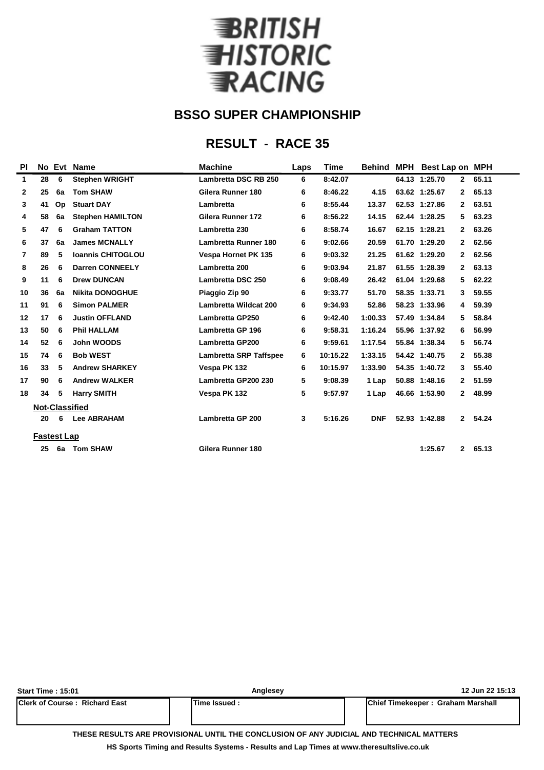# BRITISH HISTORIC RACING

## BSSO SUPER CHAMPIONSHIP

## RESULT - RACE 35

| Pl | No | Evt | Name | Machine | Laps | Time | Behind | MPH | Best Lap | on | MPH |
|---|---|---|---|---|---|---|---|---|---|---|---|
| 1 | 28 | 6 | Stephen WRIGHT | Lambretta DSC RB 250 | 6 | 8:42.07 | | 64.13 | 1:25.70 | 2 | 65.11 |
| 2 | 25 | 6a | Tom SHAW | Gilera Runner 180 | 6 | 8:46.22 | 4.15 | 63.62 | 1:25.67 | 2 | 65.13 |
| 3 | 41 | Op | Stuart DAY | Lambretta | 6 | 8:55.44 | 13.37 | 62.53 | 1:27.86 | 2 | 63.51 |
| 4 | 58 | 6a | Stephen HAMILTON | Gilera Runner 172 | 6 | 8:56.22 | 14.15 | 62.44 | 1:28.25 | 5 | 63.23 |
| 5 | 47 | 6 | Graham TATTON | Lambretta 230 | 6 | 8:58.74 | 16.67 | 62.15 | 1:28.21 | 2 | 63.26 |
| 6 | 37 | 6a | James MCNALLY | Lambretta Runner 180 | 6 | 9:02.66 | 20.59 | 61.70 | 1:29.20 | 2 | 62.56 |
| 7 | 89 | 5 | Ioannis CHITOGLOU | Vespa Hornet PK 135 | 6 | 9:03.32 | 21.25 | 61.62 | 1:29.20 | 2 | 62.56 |
| 8 | 26 | 6 | Darren CONNEELY | Lambretta 200 | 6 | 9:03.94 | 21.87 | 61.55 | 1:28.39 | 2 | 63.13 |
| 9 | 11 | 6 | Drew DUNCAN | Lambretta DSC 250 | 6 | 9:08.49 | 26.42 | 61.04 | 1:29.68 | 5 | 62.22 |
| 10 | 36 | 6a | Nikita DONOGHUE | Piaggio Zip 90 | 6 | 9:33.77 | 51.70 | 58.35 | 1:33.71 | 3 | 59.55 |
| 11 | 91 | 6 | Simon PALMER | Lambretta Wildcat 200 | 6 | 9:34.93 | 52.86 | 58.23 | 1:33.96 | 4 | 59.39 |
| 12 | 17 | 6 | Justin OFFLAND | Lambretta GP250 | 6 | 9:42.40 | 1:00.33 | 57.49 | 1:34.84 | 5 | 58.84 |
| 13 | 50 | 6 | Phil HALLAM | Lambretta GP 196 | 6 | 9:58.31 | 1:16.24 | 55.96 | 1:37.92 | 6 | 56.99 |
| 14 | 52 | 6 | John WOODS | Lambretta GP200 | 6 | 9:59.61 | 1:17.54 | 55.84 | 1:38.34 | 5 | 56.74 |
| 15 | 74 | 6 | Bob WEST | Lambretta SRP Taffspee | 6 | 10:15.22 | 1:33.15 | 54.42 | 1:40.75 | 2 | 55.38 |
| 16 | 33 | 5 | Andrew SHARKEY | Vespa PK 132 | 6 | 10:15.97 | 1:33.90 | 54.35 | 1:40.72 | 3 | 55.40 |
| 17 | 90 | 6 | Andrew WALKER | Lambretta GP200 230 | 5 | 9:08.39 | 1 Lap | 50.88 | 1:48.16 | 2 | 51.59 |
| 18 | 34 | 5 | Harry SMITH | Vespa PK 132 | 5 | 9:57.97 | 1 Lap | 46.66 | 1:53.90 | 2 | 48.99 |
| **Not-Classified** | | | | | | | | | | | |
| | 20 | 6 | Lee ABRAHAM | Lambretta GP 200 | 3 | 5:16.26 | DNF | 52.93 | 1:42.88 | 2 | 54.24 |
| **Fastest Lap** | | | | | | | | | | | |
| | 25 | 6a | Tom SHAW | Gilera Runner 180 | | | | | 1:25.67 | 2 | 65.13 |

| Start Time : 15:01 | Anglesey | 12 Jun 22 15:13 |
|---|---|---|
| Clerk of Course : Richard East | Time Issued : | Chief Timekeeper : Graham Marshall |

THESE RESULTS ARE PROVISIONAL UNTIL THE CONCLUSION OF ANY JUDICIAL AND TECHNICAL MATTERS

HS Sports Timing and Results Systems - Results and Lap Times at www.theresultslive.co.uk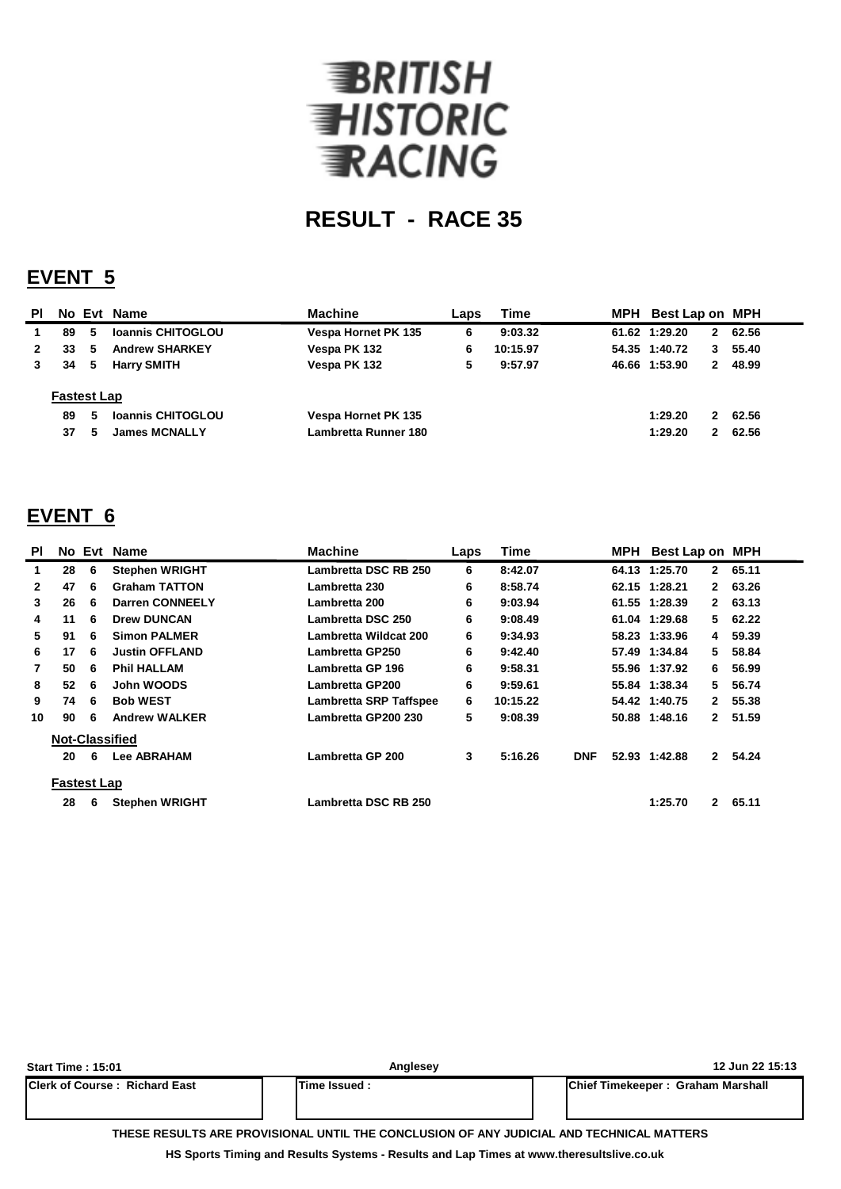# BRITISH HISTORIC RACING

## RESULT - RACE 35

## EVENT 5

| Pl | No | Evt | Name | Machine | Laps | Time | | MPH | Best Lap | on | MPH |
|---|---|---|---|---|---|---|---|---|---|---|---|
| 1 | 89 | 5 | Ioannis CHITOGLOU | Vespa Hornet PK 135 | 6 | 9:03.32 | | 61.62 | 1:29.20 | 2 | 62.56 |
| 2 | 33 | 5 | Andrew SHARKEY | Vespa PK 132 | 6 | 10:15.97 | | 54.35 | 1:40.72 | 3 | 55.40 |
| 3 | 34 | 5 | Harry SMITH | Vespa PK 132 | 5 | 9:57.97 | | 46.66 | 1:53.90 | 2 | 48.99 |
| **Fastest Lap** | | | | | | | | | | | |
| | 89 | 5 | Ioannis CHITOGLOU | Vespa Hornet PK 135 | | | | | 1:29.20 | 2 | 62.56 |
| | 37 | 5 | James MCNALLY | Lambretta Runner 180 | | | | | 1:29.20 | 2 | 62.56 |

## EVENT 6

| Pl | No | Evt | Name | Machine | Laps | Time | | MPH | Best Lap | on | MPH |
|---|---|---|---|---|---|---|---|---|---|---|---|
| 1 | 28 | 6 | Stephen WRIGHT | Lambretta DSC RB 250 | 6 | 8:42.07 | | 64.13 | 1:25.70 | 2 | 65.11 |
| 2 | 47 | 6 | Graham TATTON | Lambretta 230 | 6 | 8:58.74 | | 62.15 | 1:28.21 | 2 | 63.26 |
| 3 | 26 | 6 | Darren CONNEELY | Lambretta 200 | 6 | 9:03.94 | | 61.55 | 1:28.39 | 2 | 63.13 |
| 4 | 11 | 6 | Drew DUNCAN | Lambretta DSC 250 | 6 | 9:08.49 | | 61.04 | 1:29.68 | 5 | 62.22 |
| 5 | 91 | 6 | Simon PALMER | Lambretta Wildcat 200 | 6 | 9:34.93 | | 58.23 | 1:33.96 | 4 | 59.39 |
| 6 | 17 | 6 | Justin OFFLAND | Lambretta GP250 | 6 | 9:42.40 | | 57.49 | 1:34.84 | 5 | 58.84 |
| 7 | 50 | 6 | Phil HALLAM | Lambretta GP 196 | 6 | 9:58.31 | | 55.96 | 1:37.92 | 6 | 56.99 |
| 8 | 52 | 6 | John WOODS | Lambretta GP200 | 6 | 9:59.61 | | 55.84 | 1:38.34 | 5 | 56.74 |
| 9 | 74 | 6 | Bob WEST | Lambretta SRP Taffspee | 6 | 10:15.22 | | 54.42 | 1:40.75 | 2 | 55.38 |
| 10 | 90 | 6 | Andrew WALKER | Lambretta GP200 230 | 5 | 9:08.39 | | 50.88 | 1:48.16 | 2 | 51.59 |
| **Not-Classified** | | | | | | | | | | | |
| | 20 | 6 | Lee ABRAHAM | Lambretta GP 200 | 3 | 5:16.26 | DNF | 52.93 | 1:42.88 | 2 | 54.24 |
| **Fastest Lap** | | | | | | | | | | | |
| | 28 | 6 | Stephen WRIGHT | Lambretta DSC RB 250 | | | | | 1:25.70 | 2 | 65.11 |

| Start Time : 15:01 | Anglesey | 12 Jun 22 15:13 |
|---|---|---|
| Clerk of Course : Richard East | Time Issued : | Chief Timekeeper : Graham Marshall |

THESE RESULTS ARE PROVISIONAL UNTIL THE CONCLUSION OF ANY JUDICIAL AND TECHNICAL MATTERS

HS Sports Timing and Results Systems - Results and Lap Times at www.theresultslive.co.uk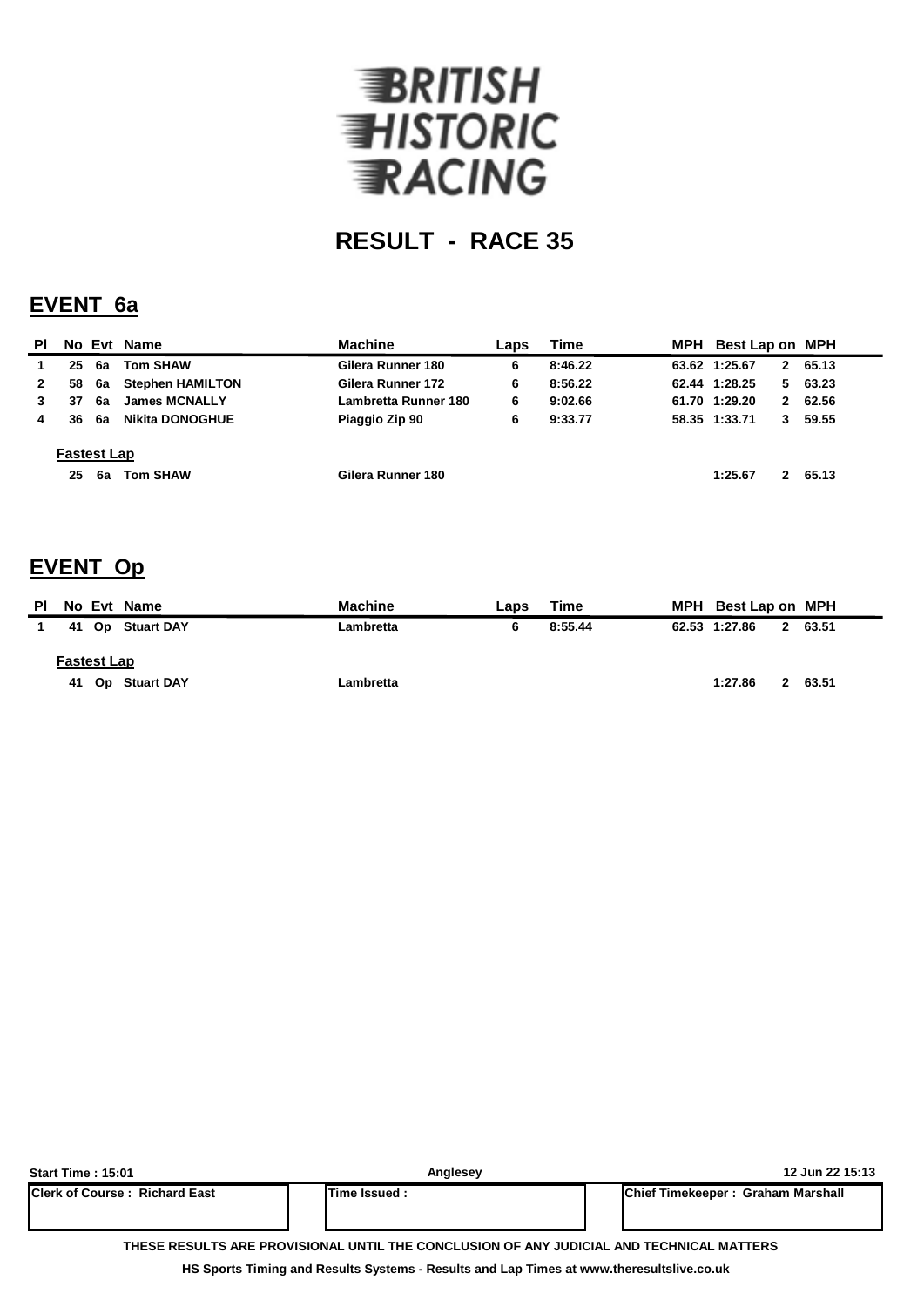# BRITISH HISTORIC RACING

## RESULT - RACE 35

### EVENT 6a

| Pl | No | Evt | Name | Machine | Laps | Time | MPH | Best Lap | on | MPH |
|---|---|---|---|---|---|---|---|---|---|---|
| 1 | 25 | 6a | Tom SHAW | Gilera Runner 180 | 6 | 8:46.22 | 63.62 | 1:25.67 | 2 | 65.13 |
| 2 | 58 | 6a | Stephen HAMILTON | Gilera Runner 172 | 6 | 8:56.22 | 62.44 | 1:28.25 | 5 | 63.23 |
| 3 | 37 | 6a | James MCNALLY | Lambretta Runner 180 | 6 | 9:02.66 | 61.70 | 1:29.20 | 2 | 62.56 |
| 4 | 36 | 6a | Nikita DONOGHUE | Piaggio Zip 90 | 6 | 9:33.77 | 58.35 | 1:33.71 | 3 | 59.55 |

**Fastest Lap**

| No | Evt | Name | Machine | Best Lap | on | MPH |
|---|---|---|---|---|---|---|
| 25 | 6a | Tom SHAW | Gilera Runner 180 | 1:25.67 | 2 | 65.13 |

### EVENT Op

| Pl | No | Evt | Name | Machine | Laps | Time | MPH | Best Lap | on | MPH |
|---|---|---|---|---|---|---|---|---|---|---|
| 1 | 41 | Op | Stuart DAY | Lambretta | 6 | 8:55.44 | 62.53 | 1:27.86 | 2 | 63.51 |

**Fastest Lap**

| No | Evt | Name | Machine | Best Lap | on | MPH |
|---|---|---|---|---|---|---|
| 41 | Op | Stuart DAY | Lambretta | 1:27.86 | 2 | 63.51 |

Start Time : 15:01 | Anglesey | 12 Jun 22 15:13

| Clerk of Course : Richard East | Time Issued : | Chief Timekeeper : Graham Marshall |
|---|---|---|

THESE RESULTS ARE PROVISIONAL UNTIL THE CONCLUSION OF ANY JUDICIAL AND TECHNICAL MATTERS

HS Sports Timing and Results Systems - Results and Lap Times at www.theresultslive.co.uk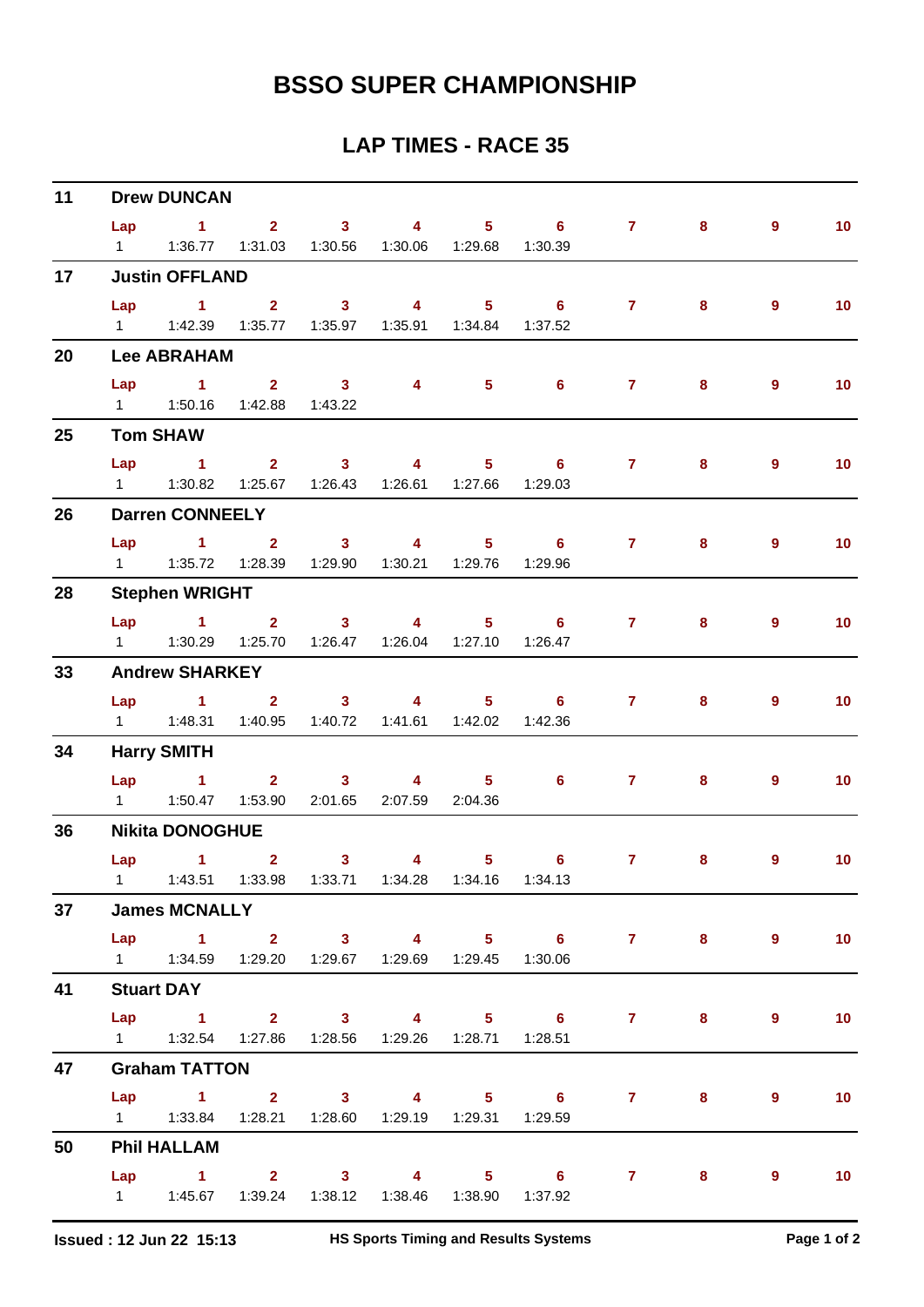# BSSO SUPER CHAMPIONSHIP

## LAP TIMES - RACE 35

**11 Drew DUNCAN**

| Lap | 1 | 2 | 3 | 4 | 5 | 6 | 7 | 8 | 9 | 10 |
|---|---|---|---|---|---|---|---|---|---|---|
| 1 | 1:36.77 | 1:31.03 | 1:30.56 | 1:30.06 | 1:29.68 | 1:30.39 | | | | |

**17 Justin OFFLAND**

| Lap | 1 | 2 | 3 | 4 | 5 | 6 | 7 | 8 | 9 | 10 |
|---|---|---|---|---|---|---|---|---|---|---|
| 1 | 1:42.39 | 1:35.77 | 1:35.97 | 1:35.91 | 1:34.84 | 1:37.52 | | | | |

**20 Lee ABRAHAM**

| Lap | 1 | 2 | 3 | 4 | 5 | 6 | 7 | 8 | 9 | 10 |
|---|---|---|---|---|---|---|---|---|---|---|
| 1 | 1:50.16 | 1:42.88 | 1:43.22 | | | | | | | |

**25 Tom SHAW**

| Lap | 1 | 2 | 3 | 4 | 5 | 6 | 7 | 8 | 9 | 10 |
|---|---|---|---|---|---|---|---|---|---|---|
| 1 | 1:30.82 | 1:25.67 | 1:26.43 | 1:26.61 | 1:27.66 | 1:29.03 | | | | |

**26 Darren CONNEELY**

| Lap | 1 | 2 | 3 | 4 | 5 | 6 | 7 | 8 | 9 | 10 |
|---|---|---|---|---|---|---|---|---|---|---|
| 1 | 1:35.72 | 1:28.39 | 1:29.90 | 1:30.21 | 1:29.76 | 1:29.96 | | | | |

**28 Stephen WRIGHT**

| Lap | 1 | 2 | 3 | 4 | 5 | 6 | 7 | 8 | 9 | 10 |
|---|---|---|---|---|---|---|---|---|---|---|
| 1 | 1:30.29 | 1:25.70 | 1:26.47 | 1:26.04 | 1:27.10 | 1:26.47 | | | | |

**33 Andrew SHARKEY**

| Lap | 1 | 2 | 3 | 4 | 5 | 6 | 7 | 8 | 9 | 10 |
|---|---|---|---|---|---|---|---|---|---|---|
| 1 | 1:48.31 | 1:40.95 | 1:40.72 | 1:41.61 | 1:42.02 | 1:42.36 | | | | |

**34 Harry SMITH**

| Lap | 1 | 2 | 3 | 4 | 5 | 6 | 7 | 8 | 9 | 10 |
|---|---|---|---|---|---|---|---|---|---|---|
| 1 | 1:50.47 | 1:53.90 | 2:01.65 | 2:07.59 | 2:04.36 | | | | | |

**36 Nikita DONOGHUE**

| Lap | 1 | 2 | 3 | 4 | 5 | 6 | 7 | 8 | 9 | 10 |
|---|---|---|---|---|---|---|---|---|---|---|
| 1 | 1:43.51 | 1:33.98 | 1:33.71 | 1:34.28 | 1:34.16 | 1:34.13 | | | | |

**37 James MCNALLY**

| Lap | 1 | 2 | 3 | 4 | 5 | 6 | 7 | 8 | 9 | 10 |
|---|---|---|---|---|---|---|---|---|---|---|
| 1 | 1:34.59 | 1:29.20 | 1:29.67 | 1:29.69 | 1:29.45 | 1:30.06 | | | | |

**41 Stuart DAY**

| Lap | 1 | 2 | 3 | 4 | 5 | 6 | 7 | 8 | 9 | 10 |
|---|---|---|---|---|---|---|---|---|---|---|
| 1 | 1:32.54 | 1:27.86 | 1:28.56 | 1:29.26 | 1:28.71 | 1:28.51 | | | | |

**47 Graham TATTON**

| Lap | 1 | 2 | 3 | 4 | 5 | 6 | 7 | 8 | 9 | 10 |
|---|---|---|---|---|---|---|---|---|---|---|
| 1 | 1:33.84 | 1:28.21 | 1:28.60 | 1:29.19 | 1:29.31 | 1:29.59 | | | | |

**50 Phil HALLAM**

| Lap | 1 | 2 | 3 | 4 | 5 | 6 | 7 | 8 | 9 | 10 |
|---|---|---|---|---|---|---|---|---|---|---|
| 1 | 1:45.67 | 1:39.24 | 1:38.12 | 1:38.46 | 1:38.90 | 1:37.92 | | | | |

**Issued : 12 Jun 22 15:13** HS Sports Timing and Results Systems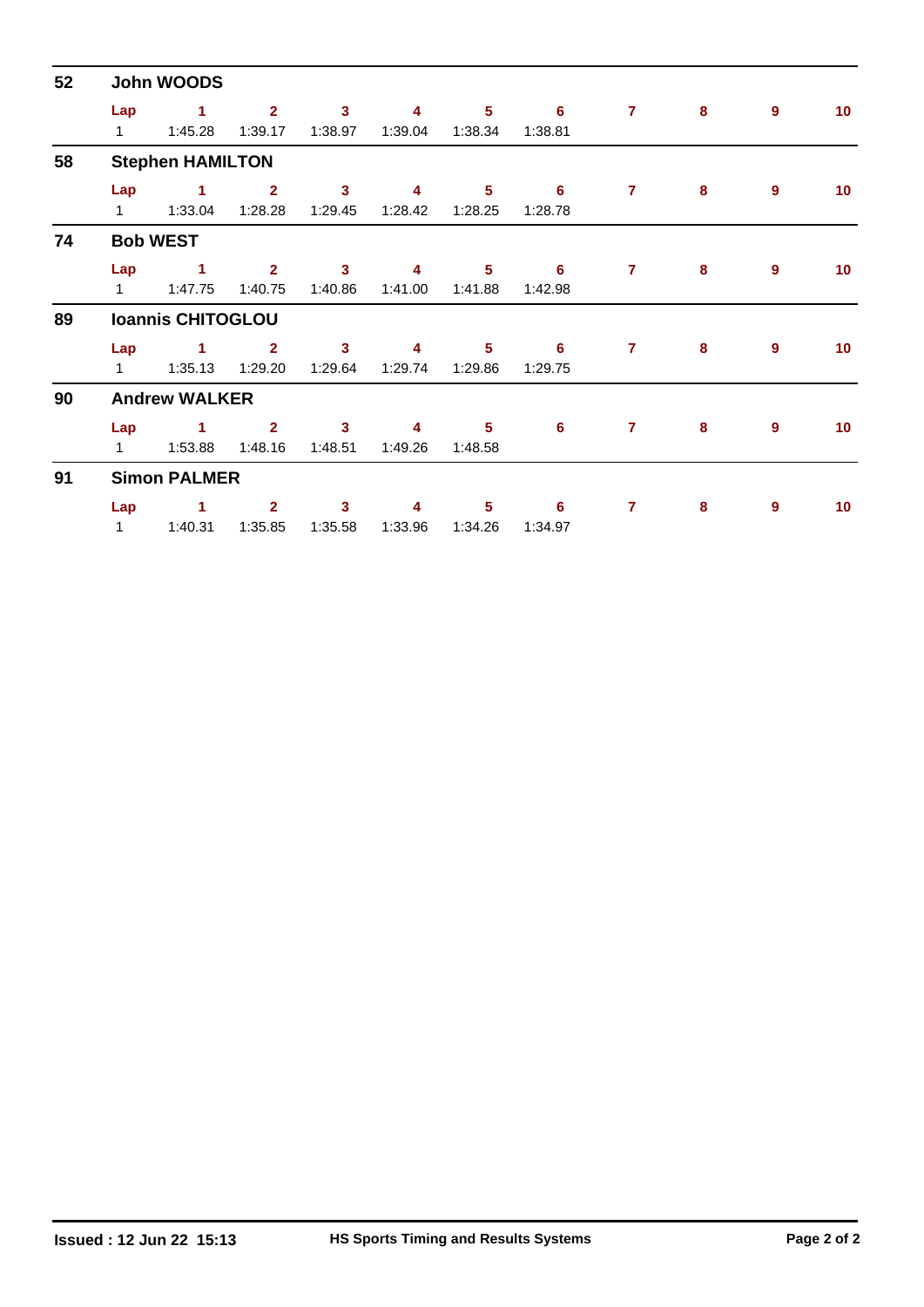## 52 John WOODS

| Lap | 1 | 2 | 3 | 4 | 5 | 6 | 7 | 8 | 9 | 10 |
|---|---|---|---|---|---|---|---|---|---|---|
| 1 | 1:45.28 | 1:39.17 | 1:38.97 | 1:39.04 | 1:38.34 | 1:38.81 | | | | |

## 58 Stephen HAMILTON

| Lap | 1 | 2 | 3 | 4 | 5 | 6 | 7 | 8 | 9 | 10 |
|---|---|---|---|---|---|---|---|---|---|---|
| 1 | 1:33.04 | 1:28.28 | 1:29.45 | 1:28.42 | 1:28.25 | 1:28.78 | | | | |

## 74 Bob WEST

| Lap | 1 | 2 | 3 | 4 | 5 | 6 | 7 | 8 | 9 | 10 |
|---|---|---|---|---|---|---|---|---|---|---|
| 1 | 1:47.75 | 1:40.75 | 1:40.86 | 1:41.00 | 1:41.88 | 1:42.98 | | | | |

## 89 Ioannis CHITOGLOU

| Lap | 1 | 2 | 3 | 4 | 5 | 6 | 7 | 8 | 9 | 10 |
|---|---|---|---|---|---|---|---|---|---|---|
| 1 | 1:35.13 | 1:29.20 | 1:29.64 | 1:29.74 | 1:29.86 | 1:29.75 | | | | |

## 90 Andrew WALKER

| Lap | 1 | 2 | 3 | 4 | 5 | 6 | 7 | 8 | 9 | 10 |
|---|---|---|---|---|---|---|---|---|---|---|
| 1 | 1:53.88 | 1:48.16 | 1:48.51 | 1:49.26 | 1:48.58 | | | | | |

## 91 Simon PALMER

| Lap | 1 | 2 | 3 | 4 | 5 | 6 | 7 | 8 | 9 | 10 |
|---|---|---|---|---|---|---|---|---|---|---|
| 1 | 1:40.31 | 1:35.85 | 1:35.58 | 1:33.96 | 1:34.26 | 1:34.97 | | | | |

**Issued : 12 Jun 22 15:13** **HS Sports Timing and Results Systems**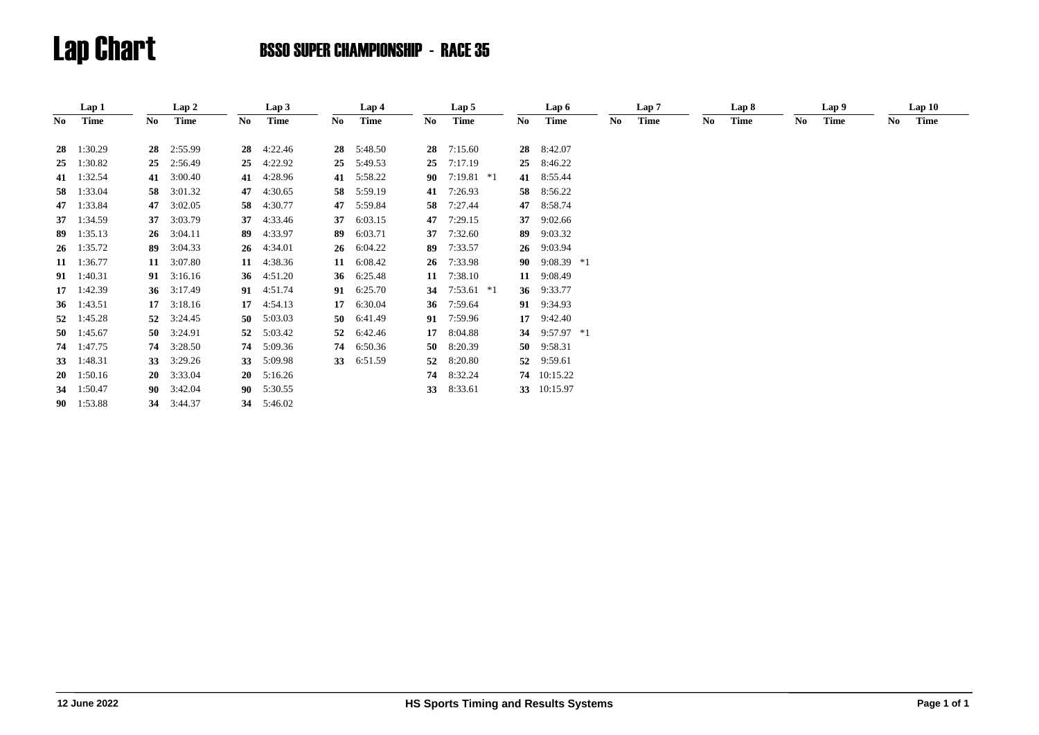# Lap Chart

## BSSO SUPER CHAMPIONSHIP - RACE 35

| Lap 1 | | Lap 2 | | Lap 3 | | Lap 4 | | Lap 5 | | Lap 6 | | Lap 7 | | Lap 8 | | Lap 9 | | Lap 10 | |
|---|---|---|---|---|---|---|---|---|---|---|---|---|---|---|---|---|---|---|---|
| **No** | **Time** | **No** | **Time** | **No** | **Time** | **No** | **Time** | **No** | **Time** | **No** | **Time** | **No** | **Time** | **No** | **Time** | **No** | **Time** | **No** | **Time** |
| **28** | 1:30.29 | **28** | 2:55.99 | **28** | 4:22.46 | **28** | 5:48.50 | **28** | 7:15.60 | **28** | 8:42.07 | | | | | | | | |
| **25** | 1:30.82 | **25** | 2:56.49 | **25** | 4:22.92 | **25** | 5:49.53 | **25** | 7:17.19 | **25** | 8:46.22 | | | | | | | | |
| **41** | 1:32.54 | **41** | 3:00.40 | **41** | 4:28.96 | **41** | 5:58.22 | **90** | 7:19.81 *1 | **41** | 8:55.44 | | | | | | | | |
| **58** | 1:33.04 | **58** | 3:01.32 | **47** | 4:30.65 | **58** | 5:59.19 | **41** | 7:26.93 | **58** | 8:56.22 | | | | | | | | |
| **47** | 1:33.84 | **47** | 3:02.05 | **58** | 4:30.77 | **47** | 5:59.84 | **58** | 7:27.44 | **47** | 8:58.74 | | | | | | | | |
| **37** | 1:34.59 | **37** | 3:03.79 | **37** | 4:33.46 | **37** | 6:03.15 | **47** | 7:29.15 | **37** | 9:02.66 | | | | | | | | |
| **89** | 1:35.13 | **26** | 3:04.11 | **89** | 4:33.97 | **89** | 6:03.71 | **37** | 7:32.60 | **89** | 9:03.32 | | | | | | | | |
| **26** | 1:35.72 | **89** | 3:04.33 | **26** | 4:34.01 | **26** | 6:04.22 | **89** | 7:33.57 | **26** | 9:03.94 | | | | | | | | |
| **11** | 1:36.77 | **11** | 3:07.80 | **11** | 4:38.36 | **11** | 6:08.42 | **26** | 7:33.98 | **90** | 9:08.39 *1 | | | | | | | | |
| **91** | 1:40.31 | **91** | 3:16.16 | **36** | 4:51.20 | **36** | 6:25.48 | **11** | 7:38.10 | **11** | 9:08.49 | | | | | | | | |
| **17** | 1:42.39 | **36** | 3:17.49 | **91** | 4:51.74 | **91** | 6:25.70 | **34** | 7:53.61 *1 | **36** | 9:33.77 | | | | | | | | |
| **36** | 1:43.51 | **17** | 3:18.16 | **17** | 4:54.13 | **17** | 6:30.04 | **36** | 7:59.64 | **91** | 9:34.93 | | | | | | | | |
| **52** | 1:45.28 | **52** | 3:24.45 | **50** | 5:03.03 | **50** | 6:41.49 | **91** | 7:59.96 | **17** | 9:42.40 | | | | | | | | |
| **50** | 1:45.67 | **50** | 3:24.91 | **52** | 5:03.42 | **52** | 6:42.46 | **17** | 8:04.88 | **34** | 9:57.97 *1 | | | | | | | | |
| **74** | 1:47.75 | **74** | 3:28.50 | **74** | 5:09.36 | **74** | 6:50.36 | **50** | 8:20.39 | **50** | 9:58.31 | | | | | | | | |
| **33** | 1:48.31 | **33** | 3:29.26 | **33** | 5:09.98 | **33** | 6:51.59 | **52** | 8:20.80 | **52** | 9:59.61 | | | | | | | | |
| **20** | 1:50.16 | **20** | 3:33.04 | **20** | 5:16.26 | | | **74** | 8:32.24 | **74** | 10:15.22 | | | | | | | | |
| **34** | 1:50.47 | **90** | 3:42.04 | **90** | 5:30.55 | | | **33** | 8:33.61 | **33** | 10:15.97 | | | | | | | | |
| **90** | 1:53.88 | **34** | 3:44.37 | **34** | 5:46.02 | | | | | | | | | | | | | | |

12 June 2022

HS Sports Timing and Results Systems